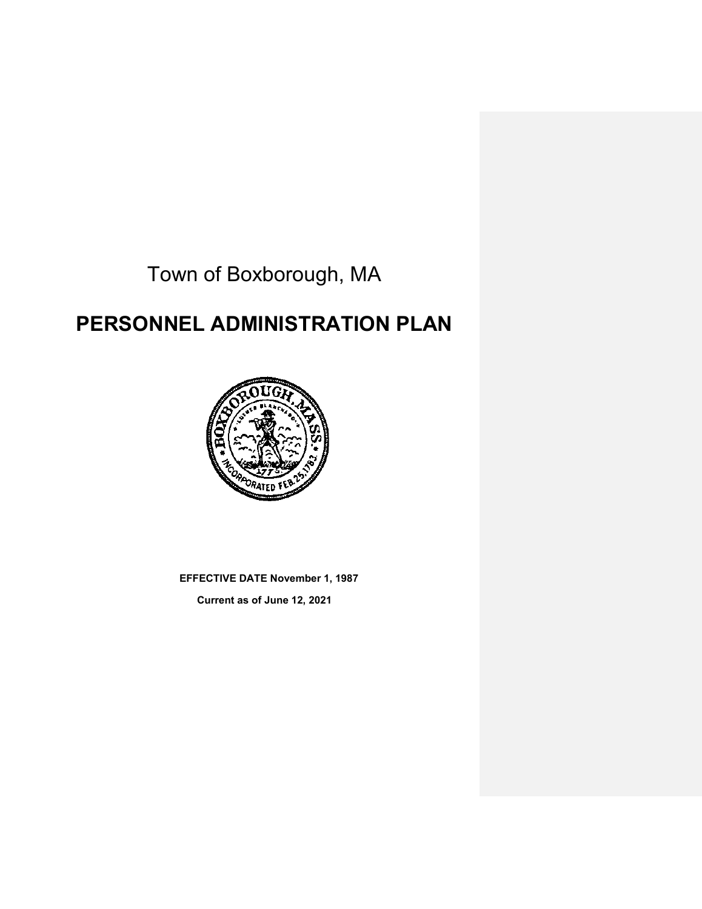Town of Boxborough, MA

# PERSONNEL ADMINISTRATION PLAN

**EFFECTIVE DATE November 1, 1987**

**Current as of June 12, 2021**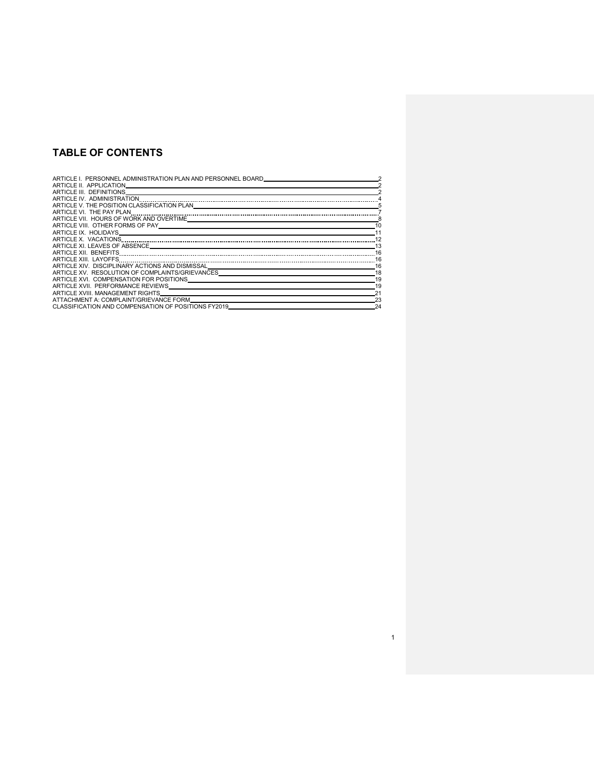# TABLE OF CONTENTS

| | |
|---|---|
| ARTICLE I. PERSONNEL ADMINISTRATION PLAN AND PERSONNEL BOARD | 2 |
| ARTICLE II. APPLICATION | 2 |
| ARTICLE III. DEFINITIONS | 2 |
| ARTICLE IV. ADMINISTRATION | 4 |
| ARTICLE V. THE POSITION CLASSIFICATION PLAN | 5 |
| ARTICLE VI. THE PAY PLAN | 7 |
| ARTICLE VII. HOURS OF WORK AND OVERTIME | 8 |
| ARTICLE VIII. OTHER FORMS OF PAY | 10 |
| ARTICLE IX. HOLIDAYS | 11 |
| ARTICLE X. VACATIONS | 12 |
| ARTICLE XI. LEAVES OF ABSENCE | 13 |
| ARTICLE XII. BENEFITS | 16 |
| ARTICLE XIII. LAYOFFS | 16 |
| ARTICLE XIV. DISCIPLINARY ACTIONS AND DISMISSAL | 16 |
| ARTICLE XV. RESOLUTION OF COMPLAINTS/GRIEVANCES | 18 |
| ARTICLE XVI. COMPENSATION FOR POSITIONS | 19 |
| ARTICLE XVII. PERFORMANCE REVIEWS | 19 |
| ARTICLE XVIII. MANAGEMENT RIGHTS | 21 |
| ATTACHMENT A: COMPLAINT/GRIEVANCE FORM | 23 |
| CLASSIFICATION AND COMPENSATION OF POSITIONS FY2019 | 24 |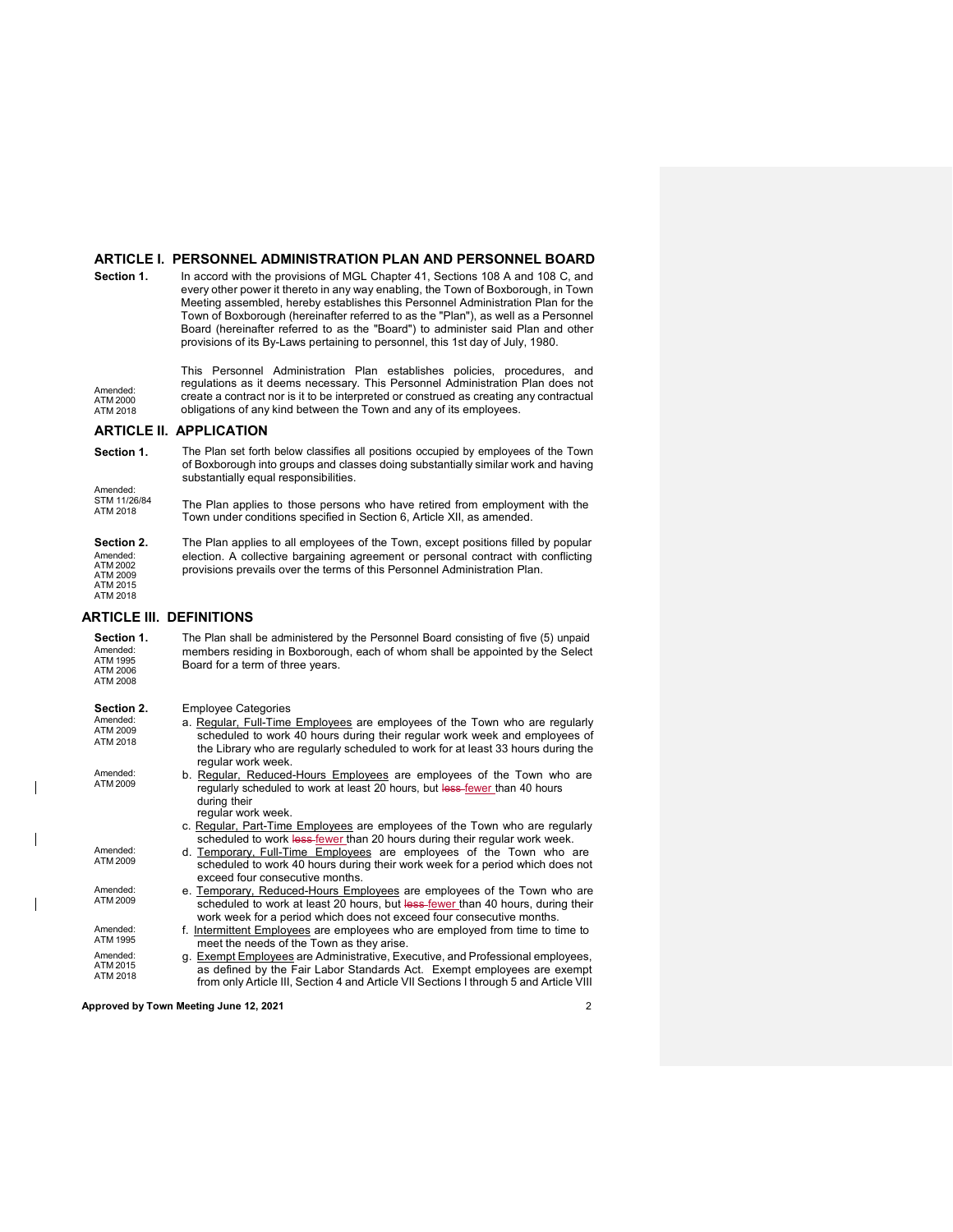## ARTICLE I. PERSONNEL ADMINISTRATION PLAN AND PERSONNEL BOARD

**Section 1.** In accord with the provisions of MGL Chapter 41, Sections 108 A and 108 C, and every other power it thereto in any way enabling, the Town of Boxborough, in Town Meeting assembled, hereby establishes this Personnel Administration Plan for the Town of Boxborough (hereinafter referred to as the "Plan"), as well as a Personnel Board (hereinafter referred to as the "Board") to administer said Plan and other provisions of its By-Laws pertaining to personnel, this 1st day of July, 1980.

Amended: ATM 2000 ATM 2018

This Personnel Administration Plan establishes policies, procedures, and regulations as it deems necessary. This Personnel Administration Plan does not create a contract nor is it to be interpreted or construed as creating any contractual obligations of any kind between the Town and any of its employees.

## ARTICLE II. APPLICATION

**Section 1.** The Plan set forth below classifies all positions occupied by employees of the Town of Boxborough into groups and classes doing substantially similar work and having substantially equal responsibilities.

Amended: STM 11/26/84 ATM 2018

The Plan applies to those persons who have retired from employment with the Town under conditions specified in Section 6, Article XII, as amended.

**Section 2.** Amended: ATM 2002 ATM 2009 ATM 2015 ATM 2018

The Plan applies to all employees of the Town, except positions filled by popular election. A collective bargaining agreement or personal contract with conflicting provisions prevails over the terms of this Personnel Administration Plan.

## ARTICLE III. DEFINITIONS

**Section 1.** Amended: ATM 1995 ATM 2006 ATM 2008

The Plan shall be administered by the Personnel Board consisting of five (5) unpaid members residing in Boxborough, each of whom shall be appointed by the Select Board for a term of three years.

**Section 2.** Amended: ATM 2009 ATM 2018

Employee Categories

a. Regular, Full-Time Employees are employees of the Town who are regularly scheduled to work 40 hours during their regular work week and employees of the Library who are regularly scheduled to work for at least 33 hours during the regular work week.

Amended: ATM 2009

b. Regular, Reduced-Hours Employees are employees of the Town who are regularly scheduled to work at least 20 hours, but ~~less~~ fewer than 40 hours during their regular work week.

c. Regular, Part-Time Employees are employees of the Town who are regularly scheduled to work ~~less~~ fewer than 20 hours during their regular work week.

Amended: ATM 2009

d. Temporary, Full-Time Employees are employees of the Town who are scheduled to work 40 hours during their work week for a period which does not exceed four consecutive months.

Amended: ATM 2009

e. Temporary, Reduced-Hours Employees are employees of the Town who are scheduled to work at least 20 hours, but ~~less~~ fewer than 40 hours, during their work week for a period which does not exceed four consecutive months.

Amended: ATM 1995

f. Intermittent Employees are employees who are employed from time to time to meet the needs of the Town as they arise.

Amended: ATM 2015 ATM 2018

g. Exempt Employees are Administrative, Executive, and Professional employees, as defined by the Fair Labor Standards Act. Exempt employees are exempt from only Article III, Section 4 and Article VII Sections I through 5 and Article VIII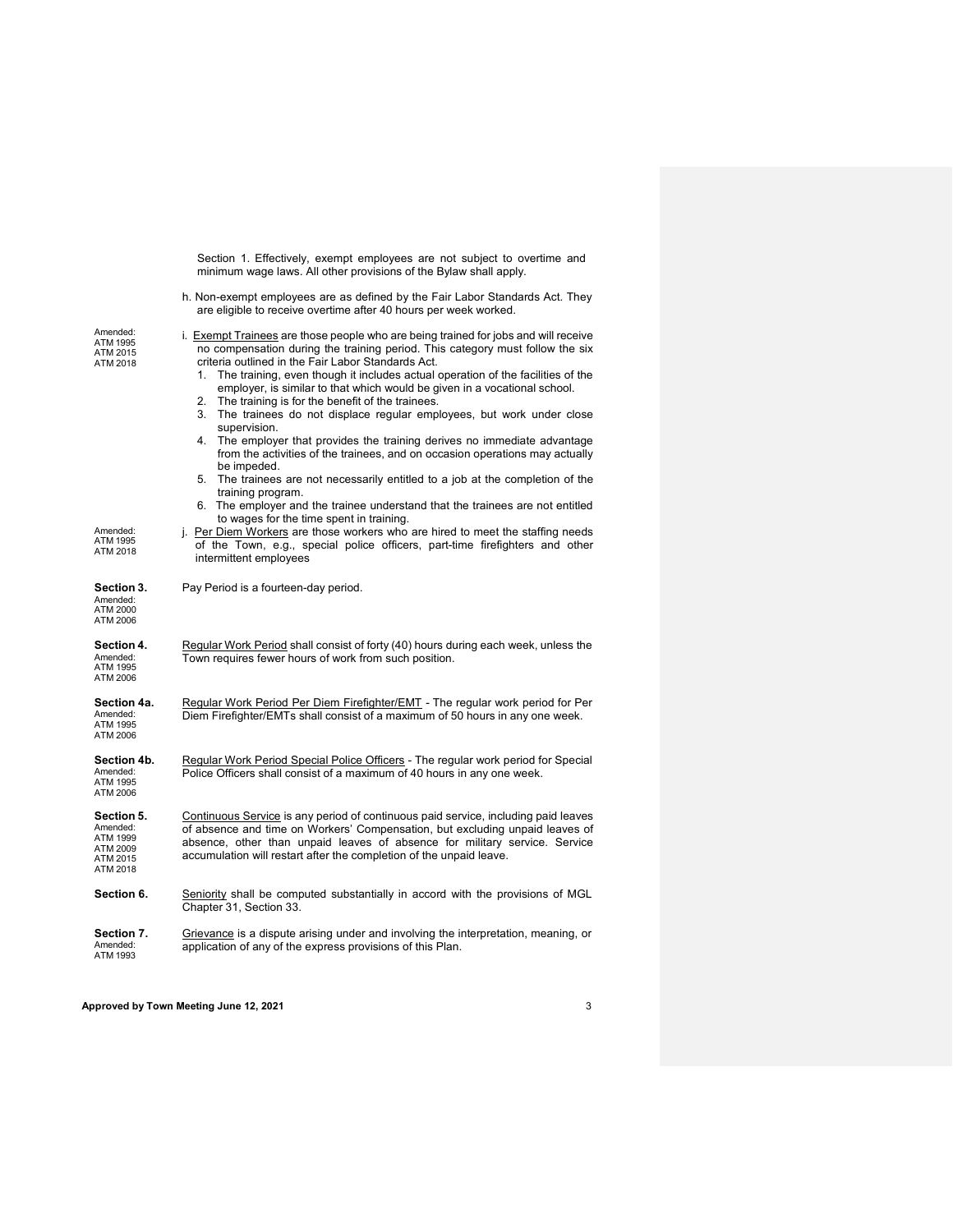Section 1. Effectively, exempt employees are not subject to overtime and minimum wage laws. All other provisions of the Bylaw shall apply.

h. Non-exempt employees are as defined by the Fair Labor Standards Act. They are eligible to receive overtime after 40 hours per week worked.

Amended: ATM 1995 ATM 2015 ATM 2018

i. Exempt Trainees are those people who are being trained for jobs and will receive no compensation during the training period. This category must follow the six criteria outlined in the Fair Labor Standards Act.

1. The training, even though it includes actual operation of the facilities of the employer, is similar to that which would be given in a vocational school.
2. The training is for the benefit of the trainees.
3. The trainees do not displace regular employees, but work under close supervision.
4. The employer that provides the training derives no immediate advantage from the activities of the trainees, and on occasion operations may actually be impeded.
5. The trainees are not necessarily entitled to a job at the completion of the training program.
6. The employer and the trainee understand that the trainees are not entitled to wages for the time spent in training.

Amended: ATM 1995 ATM 2018

j. Per Diem Workers are those workers who are hired to meet the staffing needs of the Town, e.g., special police officers, part-time firefighters and other intermittent employees

**Section 3.** Amended: ATM 2000 ATM 2006

Pay Period is a fourteen-day period.

**Section 4.** Amended: ATM 1995 ATM 2006

Regular Work Period shall consist of forty (40) hours during each week, unless the Town requires fewer hours of work from such position.

**Section 4a.** Amended: ATM 1995 ATM 2006

Regular Work Period Per Diem Firefighter/EMT - The regular work period for Per Diem Firefighter/EMTs shall consist of a maximum of 50 hours in any one week.

**Section 4b.** Amended: ATM 1995 ATM 2006

Regular Work Period Special Police Officers - The regular work period for Special Police Officers shall consist of a maximum of 40 hours in any one week.

**Section 5.** Amended: ATM 1999 ATM 2009 ATM 2015 ATM 2018

Continuous Service is any period of continuous paid service, including paid leaves of absence and time on Workers' Compensation, but excluding unpaid leaves of absence, other than unpaid leaves of absence for military service. Service accumulation will restart after the completion of the unpaid leave.

**Section 6.**

Seniority shall be computed substantially in accord with the provisions of MGL Chapter 31, Section 33.

**Section 7.** Amended: ATM 1993

Grievance is a dispute arising under and involving the interpretation, meaning, or application of any of the express provisions of this Plan.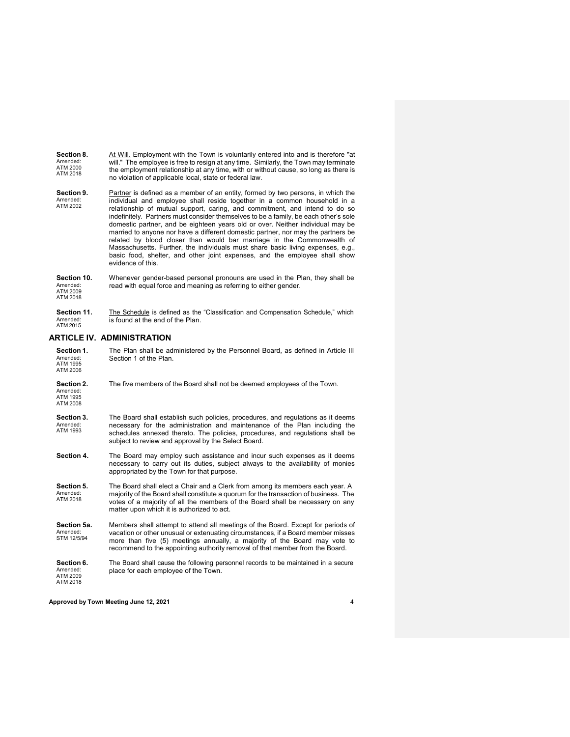**Section 8.**
Amended:
ATM 2000
ATM 2018

At Will. Employment with the Town is voluntarily entered into and is therefore "at will." The employee is free to resign at any time. Similarly, the Town may terminate the employment relationship at any time, with or without cause, so long as there is no violation of applicable local, state or federal law.

**Section 9.**
Amended:
ATM 2002

Partner is defined as a member of an entity, formed by two persons, in which the individual and employee shall reside together in a common household in a relationship of mutual support, caring, and commitment, and intend to do so indefinitely. Partners must consider themselves to be a family, be each other's sole domestic partner, and be eighteen years old or over. Neither individual may be married to anyone nor have a different domestic partner, nor may the partners be related by blood closer than would bar marriage in the Commonwealth of Massachusetts. Further, the individuals must share basic living expenses, e.g., basic food, shelter, and other joint expenses, and the employee shall show evidence of this.

**Section 10.**
Amended:
ATM 2009
ATM 2018

Whenever gender-based personal pronouns are used in the Plan, they shall be read with equal force and meaning as referring to either gender.

**Section 11.**
Amended:
ATM 2015

The Schedule is defined as the "Classification and Compensation Schedule," which is found at the end of the Plan.

## ARTICLE IV. ADMINISTRATION

**Section 1.**
Amended:
ATM 1995
ATM 2006

The Plan shall be administered by the Personnel Board, as defined in Article III Section 1 of the Plan.

**Section 2.**
Amended:
ATM 1995
ATM 2008

The five members of the Board shall not be deemed employees of the Town.

**Section 3.**
Amended:
ATM 1993

The Board shall establish such policies, procedures, and regulations as it deems necessary for the administration and maintenance of the Plan including the schedules annexed thereto. The policies, procedures, and regulations shall be subject to review and approval by the Select Board.

**Section 4.**

The Board may employ such assistance and incur such expenses as it deems necessary to carry out its duties, subject always to the availability of monies appropriated by the Town for that purpose.

**Section 5.**
Amended:
ATM 2018

The Board shall elect a Chair and a Clerk from among its members each year. A majority of the Board shall constitute a quorum for the transaction of business. The votes of a majority of all the members of the Board shall be necessary on any matter upon which it is authorized to act.

**Section 5a.**
Amended:
STM 12/5/94

Members shall attempt to attend all meetings of the Board. Except for periods of vacation or other unusual or extenuating circumstances, if a Board member misses more than five (5) meetings annually, a majority of the Board may vote to recommend to the appointing authority removal of that member from the Board.

**Section 6.**
Amended:
ATM 2009
ATM 2018

The Board shall cause the following personnel records to be maintained in a secure place for each employee of the Town.

**Approved by Town Meeting June 12, 2021**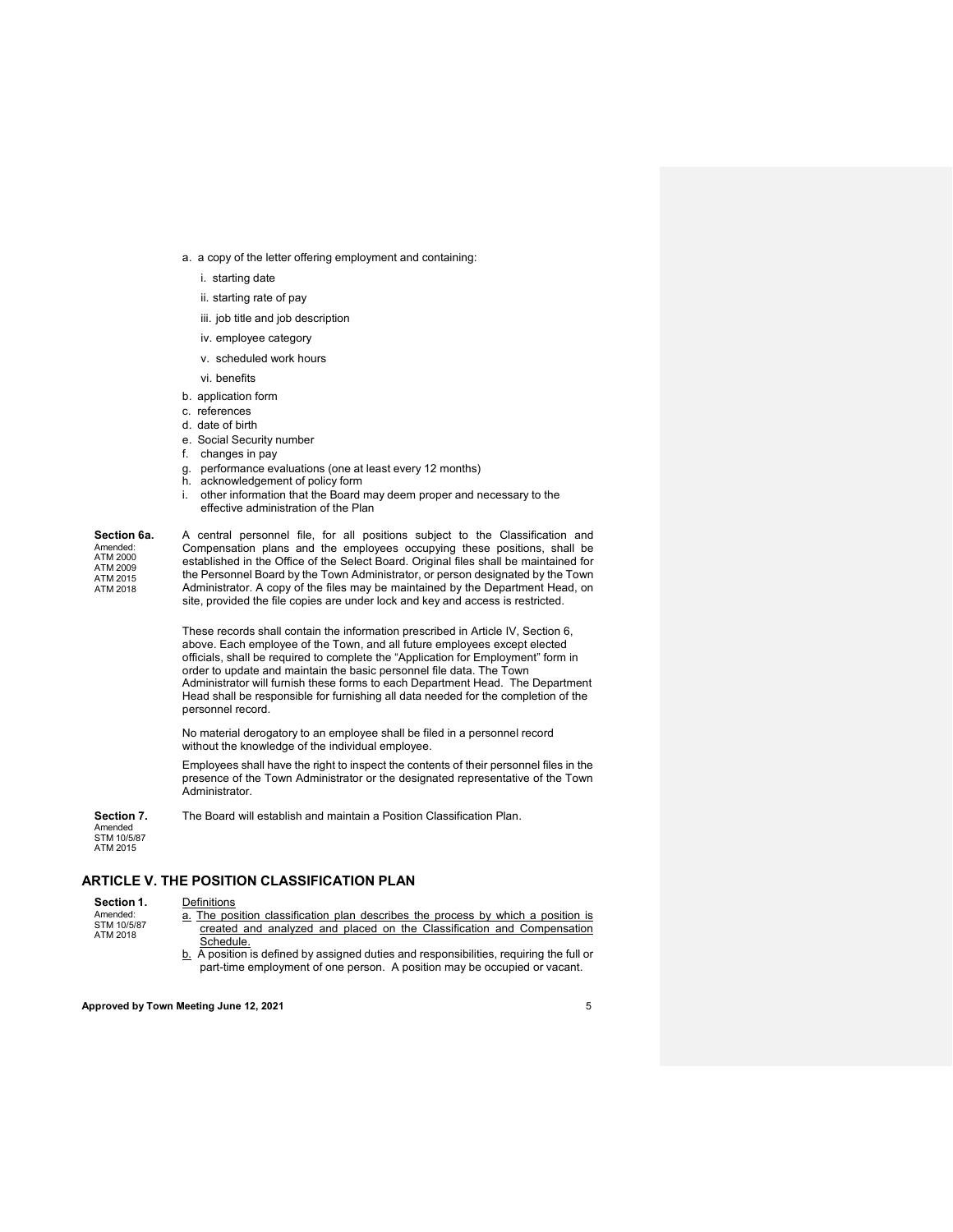a. a copy of the letter offering employment and containing:

   i. starting date

   ii. starting rate of pay

   iii. job title and job description

   iv. employee category

   v. scheduled work hours

   vi. benefits

b. application form
c. references
d. date of birth
e. Social Security number
f. changes in pay
g. performance evaluations (one at least every 12 months)
h. acknowledgement of policy form
i. other information that the Board may deem proper and necessary to the effective administration of the Plan

**Section 6a.**
Amended:
ATM 2000
ATM 2009
ATM 2015
ATM 2018

A central personnel file, for all positions subject to the Classification and Compensation plans and the employees occupying these positions, shall be established in the Office of the Select Board. Original files shall be maintained for the Personnel Board by the Town Administrator, or person designated by the Town Administrator. A copy of the files may be maintained by the Department Head, on site, provided the file copies are under lock and key and access is restricted.

These records shall contain the information prescribed in Article IV, Section 6, above. Each employee of the Town, and all future employees except elected officials, shall be required to complete the "Application for Employment" form in order to update and maintain the basic personnel file data. The Town Administrator will furnish these forms to each Department Head. The Department Head shall be responsible for furnishing all data needed for the completion of the personnel record.

No material derogatory to an employee shall be filed in a personnel record without the knowledge of the individual employee.

Employees shall have the right to inspect the contents of their personnel files in the presence of the Town Administrator or the designated representative of the Town Administrator.

**Section 7.**
Amended
STM 10/5/87
ATM 2015

The Board will establish and maintain a Position Classification Plan.

## ARTICLE V. THE POSITION CLASSIFICATION PLAN

**Section 1.**
Amended:
STM 10/5/87
ATM 2018

<u>Definitions</u>

<u>a. The position classification plan describes the process by which a position is created and analyzed and placed on the Classification and Compensation Schedule.</u>

<u>b.</u> A position is defined by assigned duties and responsibilities, requiring the full or part-time employment of one person. A position may be occupied or vacant.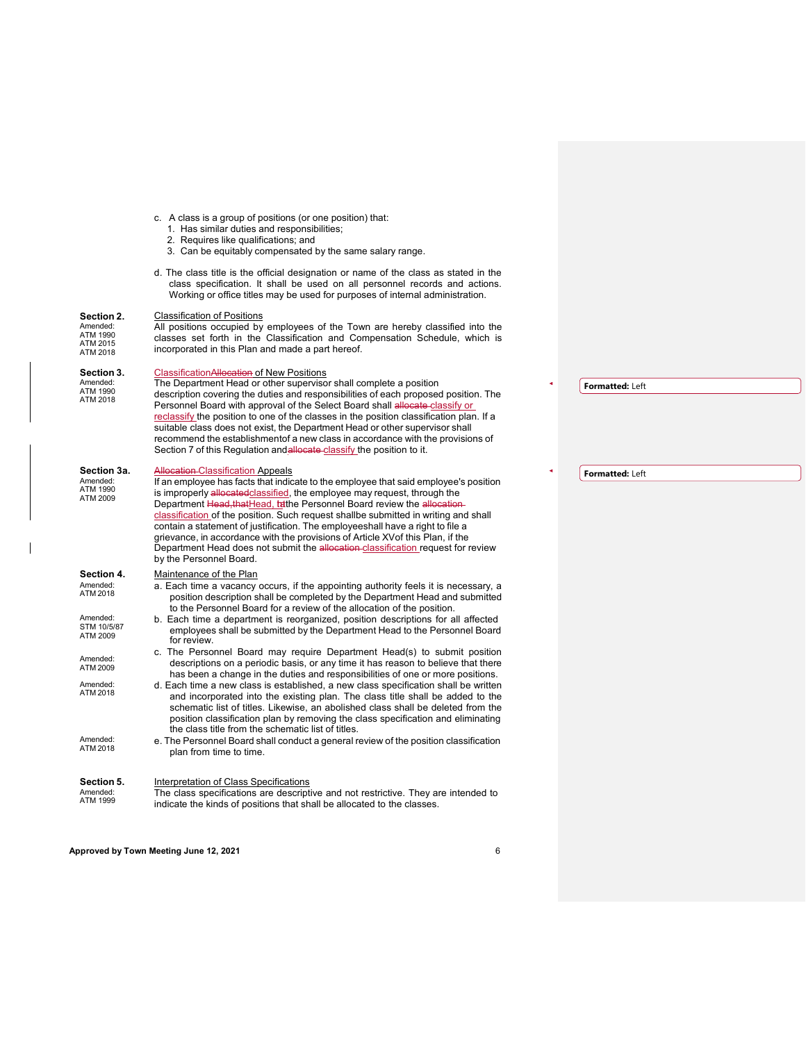c. A class is a group of positions (or one position) that:
   1. Has similar duties and responsibilities;
   2. Requires like qualifications; and
   3. Can be equitably compensated by the same salary range.

d. The class title is the official designation or name of the class as stated in the class specification. It shall be used on all personnel records and actions. Working or office titles may be used for purposes of internal administration.

**Section 2.**
Amended:
ATM 1990
ATM 2015
ATM 2018

Classification of Positions

All positions occupied by employees of the Town are hereby classified into the classes set forth in the Classification and Compensation Schedule, which is incorporated in this Plan and made a part hereof.

**Section 3.**
Amended:
ATM 1990
ATM 2018

~~Allocation~~ Classification of New Positions

The Department Head or other supervisor shall complete a position description covering the duties and responsibilities of each proposed position. The Personnel Board with approval of the Select Board shall ~~allocate~~ classify or reclassify the position to one of the classes in the position classification plan. If a suitable class does not exist, the Department Head or other supervisor shall recommend the establishmentof a new class in accordance with the provisions of Section 7 of this Regulation and ~~allocate~~ classify the position to it.

Formatted: Left

**Section 3a.**
Amended:
ATM 1990
ATM 2009

~~Allocation~~ Classification Appeals

If an employee has facts that indicate to the employee that said employee's position is improperly ~~allocated~~classified, the employee may request, through the Department ~~Head,that~~Head, ~~t~~the Personnel Board review the ~~allocation~~ classification of the position. Such request shallbe submitted in writing and shall contain a statement of justification. The employeeshall have a right to file a grievance, in accordance with the provisions of Article XVof this Plan, if the Department Head does not submit the ~~allocation~~ classification request for review by the Personnel Board.

Formatted: Left

**Section 4.**
Amended:
ATM 2018

Maintenance of the Plan

a. Each time a vacancy occurs, if the appointing authority feels it is necessary, a position description shall be completed by the Department Head and submitted to the Personnel Board for a review of the allocation of the position.

Amended:
STM 10/5/87
ATM 2009

b. Each time a department is reorganized, position descriptions for all affected employees shall be submitted by the Department Head to the Personnel Board for review.

Amended:
ATM 2009

c. The Personnel Board may require Department Head(s) to submit position descriptions on a periodic basis, or any time it has reason to believe that there has been a change in the duties and responsibilities of one or more positions.

Amended:
ATM 2018

d. Each time a new class is established, a new class specification shall be written and incorporated into the existing plan. The class title shall be added to the schematic list of titles. Likewise, an abolished class shall be deleted from the position classification plan by removing the class specification and eliminating the class title from the schematic list of titles.

Amended:
ATM 2018

e. The Personnel Board shall conduct a general review of the position classification plan from time to time.

**Section 5.**
Amended:
ATM 1999

Interpretation of Class Specifications

The class specifications are descriptive and not restrictive. They are intended to indicate the kinds of positions that shall be allocated to the classes.

**Approved by Town Meeting June 12, 2021**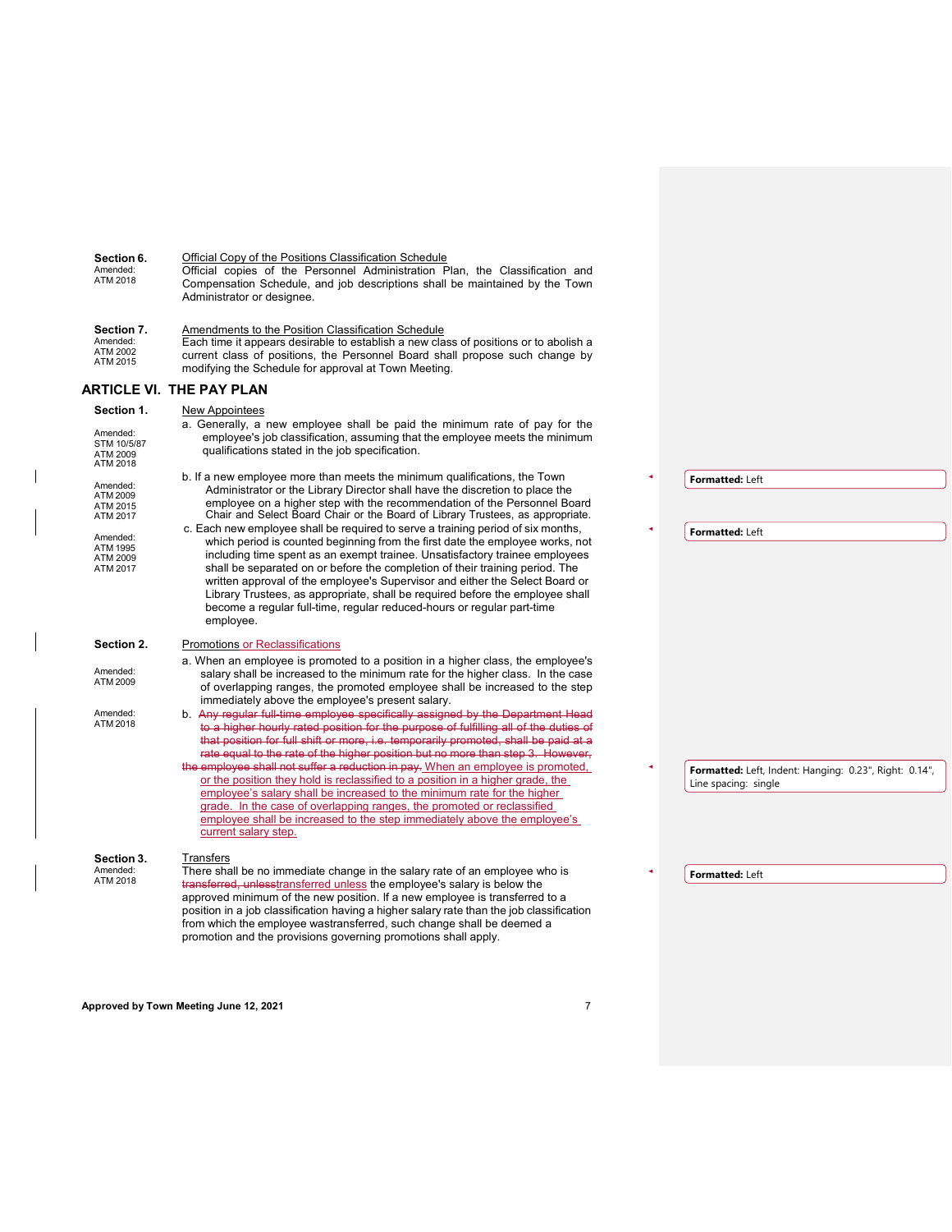**Section 6.** Official Copy of the Positions Classification Schedule

Amended: ATM 2018

Official copies of the Personnel Administration Plan, the Classification and Compensation Schedule, and job descriptions shall be maintained by the Town Administrator or designee.

**Section 7.** Amendments to the Position Classification Schedule

Amended: ATM 2002, ATM 2015

Each time it appears desirable to establish a new class of positions or to abolish a current class of positions, the Personnel Board shall propose such change by modifying the Schedule for approval at Town Meeting.

## ARTICLE VI. THE PAY PLAN

**Section 1.** New Appointees

Amended: STM 10/5/87, ATM 2009, ATM 2018

a. Generally, a new employee shall be paid the minimum rate of pay for the employee's job classification, assuming that the employee meets the minimum qualifications stated in the job specification.

Amended: ATM 2009, ATM 2015, ATM 2017

b. If a new employee more than meets the minimum qualifications, the Town Administrator or the Library Director shall have the discretion to place the employee on a higher step with the recommendation of the Personnel Board Chair and Select Board Chair or the Board of Library Trustees, as appropriate.

Amended: ATM 1995, ATM 2009, ATM 2017

c. Each new employee shall be required to serve a training period of six months, which period is counted beginning from the first date the employee works, not including time spent as an exempt trainee. Unsatisfactory trainee employees shall be separated on or before the completion of their training period. The written approval of the employee's Supervisor and either the Select Board or Library Trustees, as appropriate, shall be required before the employee shall become a regular full-time, regular reduced-hours or regular part-time employee.

**Section 2.** Promotions or Reclassifications

Amended: ATM 2009

a. When an employee is promoted to a position in a higher class, the employee's salary shall be increased to the minimum rate for the higher class. In the case of overlapping ranges, the promoted employee shall be increased to the step immediately above the employee's present salary.

Amended: ATM 2018

b. ~~Any regular full-time employee specifically assigned by the Department Head to a higher hourly rated position for the purpose of fulfilling all of the duties of that position for full shift or more, i.e. temporarily promoted, shall be paid at a rate equal to the rate of the higher position but no more than step 3. However, the employee shall not suffer a reduction in pay.~~ When an employee is promoted, or the position they hold is reclassified to a position in a higher grade, the employee's salary shall be increased to the minimum rate for the higher grade. In the case of overlapping ranges, the promoted or reclassified employee shall be increased to the step immediately above the employee's current salary step.

**Section 3.** Transfers

Amended: ATM 2018

There shall be no immediate change in the salary rate of an employee who is ~~transferred, unless~~transferred unless the employee's salary is below the approved minimum of the new position. If a new employee is transferred to a position in a job classification having a higher salary rate than the job classification from which the employee wastransferred, such change shall be deemed a promotion and the provisions governing promotions shall apply.

**Approved by Town Meeting June 12, 2021**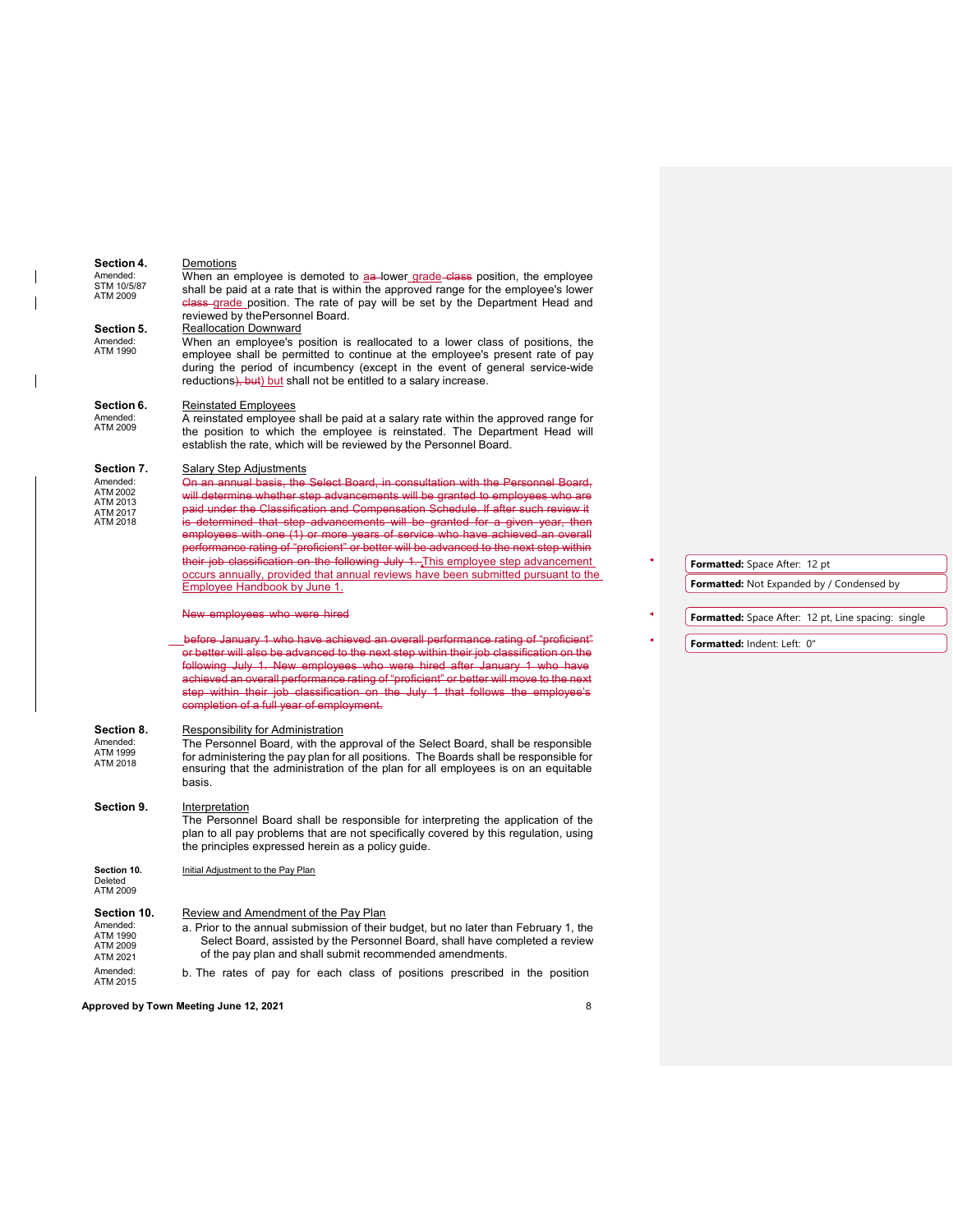**Section 4.** Demotions
Amended: STM 10/5/87, ATM 2009

When an employee is demoted to aa lower grade class position, the employee shall be paid at a rate that is within the approved range for the employee's lower class grade position. The rate of pay will be set by the Department Head and reviewed by thePersonnel Board.

**Section 5.** Reallocation Downward
Amended: ATM 1990

When an employee's position is reallocated to a lower class of positions, the employee shall be permitted to continue at the employee's present rate of pay during the period of incumbency (except in the event of general service-wide reductions), but) but shall not be entitled to a salary increase.

**Section 6.** Reinstated Employees
Amended: ATM 2009

A reinstated employee shall be paid at a salary rate within the approved range for the position to which the employee is reinstated. The Department Head will establish the rate, which will be reviewed by the Personnel Board.

**Section 7.** Salary Step Adjustments
Amended: ATM 2002, ATM 2013, ATM 2017, ATM 2018

~~On an annual basis, the Select Board, in consultation with the Personnel Board, will determine whether step advancements will be granted to employees who are paid under the Classification and Compensation Schedule. If after such review it is determined that step advancements will be granted for a given year, then employees with one (1) or more years of service who have achieved an overall performance rating of "proficient" or better will be advanced to the next step within their job classification on the following July 1.~~ This employee step advancement occurs annually, provided that annual reviews have been submitted pursuant to the Employee Handbook by June 1.

~~New employees who were hired~~

~~before January 1 who have achieved an overall performance rating of "proficient" or better will also be advanced to the next step within their job classification on the following July 1. New employees who were hired after January 1 who have achieved an overall performance rating of "proficient" or better will move to the next step within their job classification on the July 1 that follows the employee's completion of a full year of employment.~~

**Section 8.** Responsibility for Administration
Amended: ATM 1999, ATM 2018

The Personnel Board, with the approval of the Select Board, shall be responsible for administering the pay plan for all positions. The Boards shall be responsible for ensuring that the administration of the plan for all employees is on an equitable basis.

**Section 9.** Interpretation

The Personnel Board shall be responsible for interpreting the application of the plan to all pay problems that are not specifically covered by this regulation, using the principles expressed herein as a policy guide.

**Section 10.** Initial Adjustment to the Pay Plan
Deleted ATM 2009

**Section 10.** Review and Amendment of the Pay Plan
Amended: ATM 1990, ATM 2009, ATM 2021

a. Prior to the annual submission of their budget, but no later than February 1, the Select Board, assisted by the Personnel Board, shall have completed a review of the pay plan and shall submit recommended amendments.

Amended: ATM 2015

b. The rates of pay for each class of positions prescribed in the position

Formatted: Space After: 12 pt
Formatted: Not Expanded by / Condensed by
Formatted: Space After: 12 pt, Line spacing: single
Formatted: Indent: Left: 0"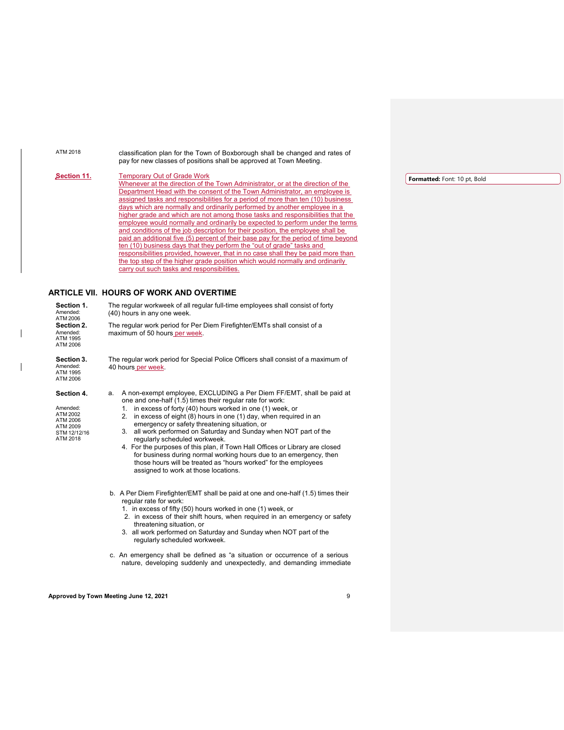ATM 2018

classification plan for the Town of Boxborough shall be changed and rates of pay for new classes of positions shall be approved at Town Meeting.

**Section 11.**

Temporary Out of Grade Work

Whenever at the direction of the Town Administrator, or at the direction of the Department Head with the consent of the Town Administrator, an employee is assigned tasks and responsibilities for a period of more than ten (10) business days which are normally and ordinarily performed by another employee in a higher grade and which are not among those tasks and responsibilities that the employee would normally and ordinarily be expected to perform under the terms and conditions of the job description for their position, the employee shall be paid an additional five (5) percent of their base pay for the period of time beyond ten (10) business days that they perform the "out of grade" tasks and responsibilities provided, however, that in no case shall they be paid more than the top step of the higher grade position which would normally and ordinarily carry out such tasks and responsibilities.

Formatted: Font: 10 pt, Bold

## ARTICLE VII. HOURS OF WORK AND OVERTIME

**Section 1.**
Amended: ATM 2006

The regular workweek of all regular full-time employees shall consist of forty (40) hours in any one week.

**Section 2.**
Amended: ATM 1995 ATM 2006

The regular work period for Per Diem Firefighter/EMTs shall consist of a maximum of 50 hours per week.

**Section 3.**
Amended: ATM 1995 ATM 2006

The regular work period for Special Police Officers shall consist of a maximum of 40 hours per week.

**Section 4.**
Amended: ATM 2002 ATM 2006 ATM 2009 STM 12/12/16 ATM 2018

a. A non-exempt employee, EXCLUDING a Per Diem FF/EMT, shall be paid at one and one-half (1.5) times their regular rate for work:
   1. in excess of forty (40) hours worked in one (1) week, or
   2. in excess of eight (8) hours in one (1) day, when required in an emergency or safety threatening situation, or
   3. all work performed on Saturday and Sunday when NOT part of the regularly scheduled workweek.
   4. For the purposes of this plan, if Town Hall Offices or Library are closed for business during normal working hours due to an emergency, then those hours will be treated as "hours worked" for the employees assigned to work at those locations.

b. A Per Diem Firefighter/EMT shall be paid at one and one-half (1.5) times their regular rate for work:
   1. in excess of fifty (50) hours worked in one (1) week, or
   2. in excess of their shift hours, when required in an emergency or safety threatening situation, or
   3. all work performed on Saturday and Sunday when NOT part of the regularly scheduled workweek.

c. An emergency shall be defined as "a situation or occurrence of a serious nature, developing suddenly and unexpectedly, and demanding immediate

Approved by Town Meeting June 12, 2021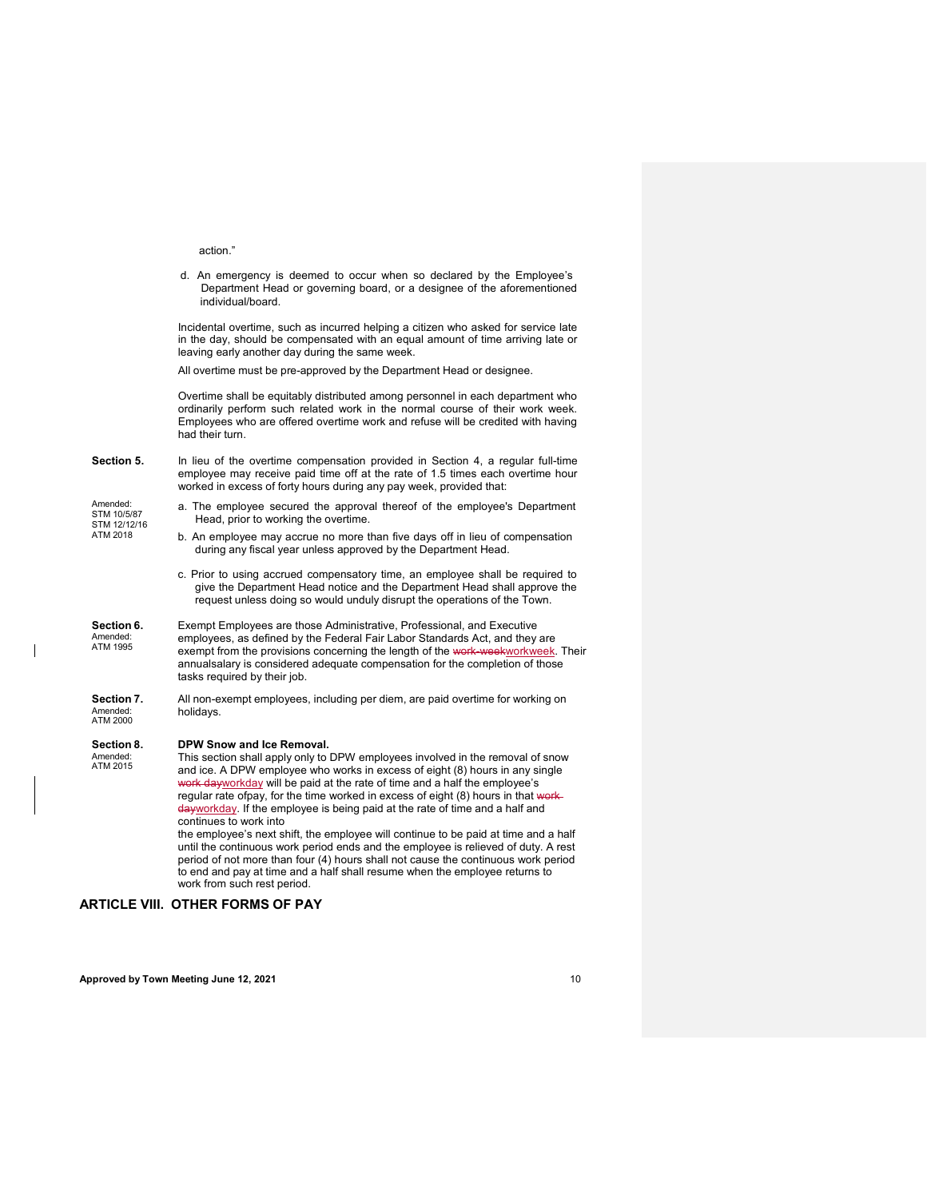action."

d. An emergency is deemed to occur when so declared by the Employee's Department Head or governing board, or a designee of the aforementioned individual/board.

Incidental overtime, such as incurred helping a citizen who asked for service late in the day, should be compensated with an equal amount of time arriving late or leaving early another day during the same week.

All overtime must be pre-approved by the Department Head or designee.

Overtime shall be equitably distributed among personnel in each department who ordinarily perform such related work in the normal course of their work week. Employees who are offered overtime work and refuse will be credited with having had their turn.

**Section 5.** In lieu of the overtime compensation provided in Section 4, a regular full-time employee may receive paid time off at the rate of 1.5 times each overtime hour worked in excess of forty hours during any pay week, provided that:

Amended: STM 10/5/87 STM 12/12/16 ATM 2018

a. The employee secured the approval thereof of the employee's Department Head, prior to working the overtime.

b. An employee may accrue no more than five days off in lieu of compensation during any fiscal year unless approved by the Department Head.

c. Prior to using accrued compensatory time, an employee shall be required to give the Department Head notice and the Department Head shall approve the request unless doing so would unduly disrupt the operations of the Town.

**Section 6.** Amended: ATM 1995

Exempt Employees are those Administrative, Professional, and Executive employees, as defined by the Federal Fair Labor Standards Act, and they are exempt from the provisions concerning the length of the ~~work-week~~workweek. Their annualsalary is considered adequate compensation for the completion of those tasks required by their job.

**Section 7.** Amended: ATM 2000

All non-exempt employees, including per diem, are paid overtime for working on holidays.

**Section 8.** Amended: ATM 2015

**DPW Snow and Ice Removal.**
This section shall apply only to DPW employees involved in the removal of snow and ice. A DPW employee who works in excess of eight (8) hours in any single ~~work day~~workday will be paid at the rate of time and a half the employee's regular rate ofpay, for the time worked in excess of eight (8) hours in that ~~work-day~~workday. If the employee is being paid at the rate of time and a half and continues to work into
the employee's next shift, the employee will continue to be paid at time and a half until the continuous work period ends and the employee is relieved of duty. A rest period of not more than four (4) hours shall not cause the continuous work period to end and pay at time and a half shall resume when the employee returns to work from such rest period.

## ARTICLE VIII. OTHER FORMS OF PAY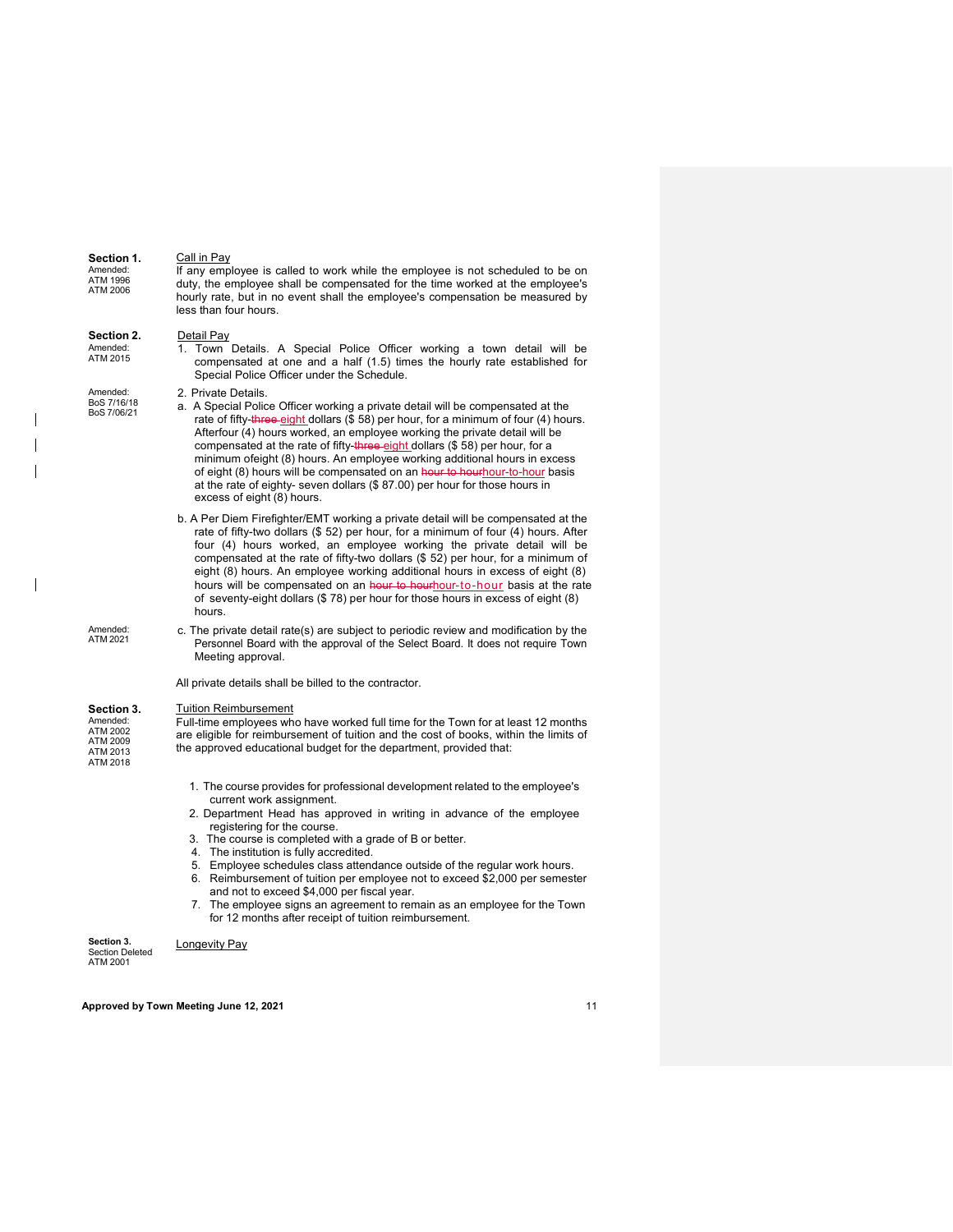**Section 1.**
Amended:
ATM 1996
ATM 2006

Call in Pay

If any employee is called to work while the employee is not scheduled to be on duty, the employee shall be compensated for the time worked at the employee's hourly rate, but in no event shall the employee's compensation be measured by less than four hours.

**Section 2.**
Amended:
ATM 2015

Detail Pay

1. Town Details. A Special Police Officer working a town detail will be compensated at one and a half (1.5) times the hourly rate established for Special Police Officer under the Schedule.

Amended:
BoS 7/16/18
BoS 7/06/21

2. Private Details.

a. A Special Police Officer working a private detail will be compensated at the rate of fifty-~~three~~ eight dollars ($ 58) per hour, for a minimum of four (4) hours. Afterfour (4) hours worked, an employee working the private detail will be compensated at the rate of fifty-~~three~~ eight dollars ($ 58) per hour, for a minimum ofeight (8) hours. An employee working additional hours in excess of eight (8) hours will be compensated on an ~~hour to hour~~hour-to-hour basis at the rate of eighty- seven dollars ($ 87.00) per hour for those hours in excess of eight (8) hours.

b. A Per Diem Firefighter/EMT working a private detail will be compensated at the rate of fifty-two dollars ($ 52) per hour, for a minimum of four (4) hours. After four (4) hours worked, an employee working the private detail will be compensated at the rate of fifty-two dollars ($ 52) per hour, for a minimum of eight (8) hours. An employee working additional hours in excess of eight (8) hours will be compensated on an ~~hour to hour~~hour-to-hour basis at the rate of seventy-eight dollars ($ 78) per hour for those hours in excess of eight (8) hours.

Amended:
ATM 2021

c. The private detail rate(s) are subject to periodic review and modification by the Personnel Board with the approval of the Select Board. It does not require Town Meeting approval.

All private details shall be billed to the contractor.

**Section 3.**
Amended:
ATM 2002
ATM 2009
ATM 2013
ATM 2018

Tuition Reimbursement

Full-time employees who have worked full time for the Town for at least 12 months are eligible for reimbursement of tuition and the cost of books, within the limits of the approved educational budget for the department, provided that:

1. The course provides for professional development related to the employee's current work assignment.
2. Department Head has approved in writing in advance of the employee registering for the course.
3. The course is completed with a grade of B or better.
4. The institution is fully accredited.
5. Employee schedules class attendance outside of the regular work hours.
6. Reimbursement of tuition per employee not to exceed $2,000 per semester and not to exceed $4,000 per fiscal year.
7. The employee signs an agreement to remain as an employee for the Town for 12 months after receipt of tuition reimbursement.

**Section 3.**
Section Deleted
ATM 2001

Longevity Pay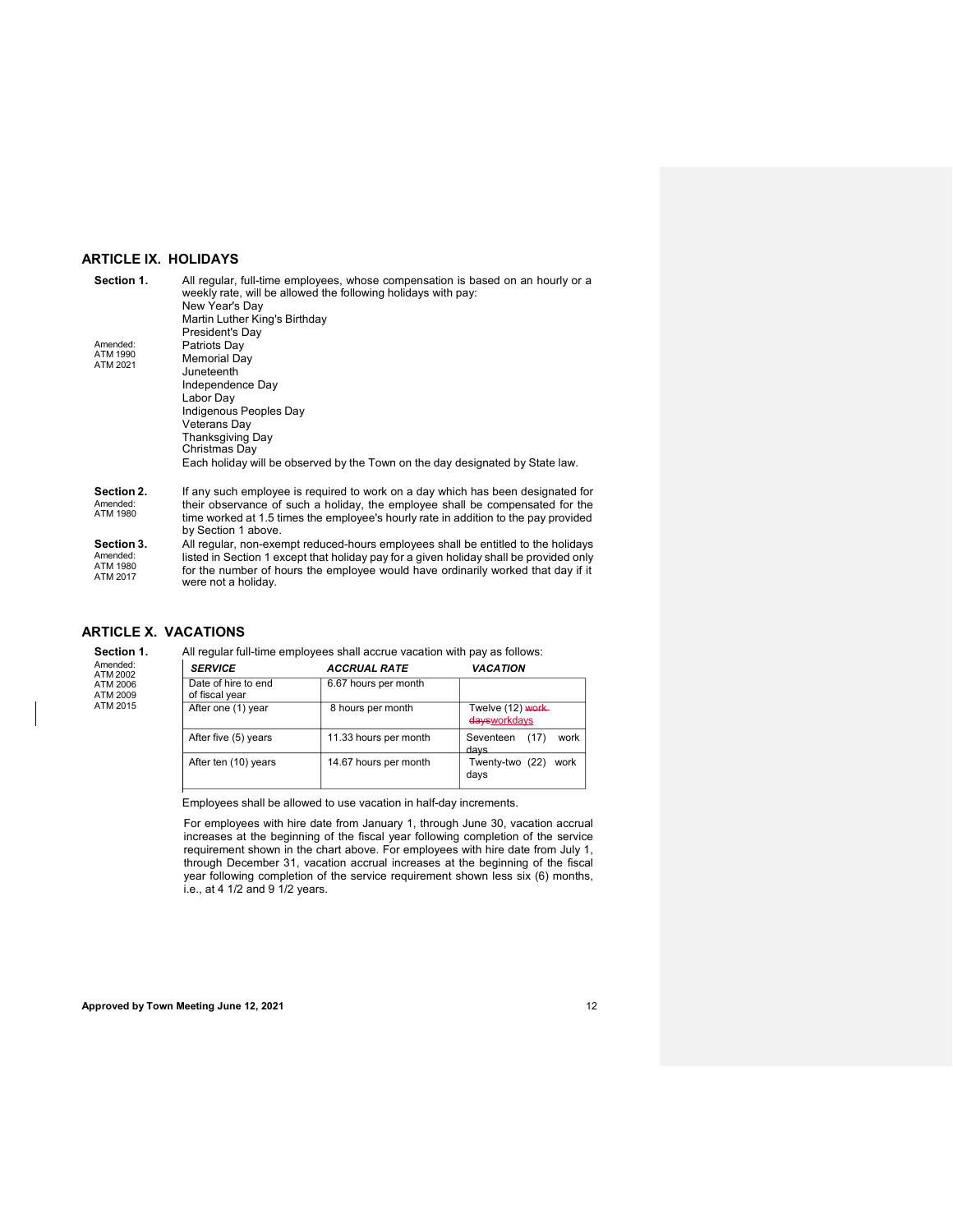## ARTICLE IX. HOLIDAYS

**Section 1.**

Amended: ATM 1990 ATM 2021

All regular, full-time employees, whose compensation is based on an hourly or a weekly rate, will be allowed the following holidays with pay:

New Year's Day
Martin Luther King's Birthday
President's Day
Patriots Day
Memorial Day
Juneteenth
Independence Day
Labor Day
Indigenous Peoples Day
Veterans Day
Thanksgiving Day
Christmas Day

Each holiday will be observed by the Town on the day designated by State law.

**Section 2.**
Amended: ATM 1980

If any such employee is required to work on a day which has been designated for their observance of such a holiday, the employee shall be compensated for the time worked at 1.5 times the employee's hourly rate in addition to the pay provided by Section 1 above.

**Section 3.**
Amended: ATM 1980 ATM 2017

All regular, non-exempt reduced-hours employees shall be entitled to the holidays listed in Section 1 except that holiday pay for a given holiday shall be provided only for the number of hours the employee would have ordinarily worked that day if it were not a holiday.

## ARTICLE X. VACATIONS

**Section 1.**
Amended: ATM 2002 ATM 2006 ATM 2009 ATM 2015

All regular full-time employees shall accrue vacation with pay as follows:

| *SERVICE* | *ACCRUAL RATE* | *VACATION* |
|---|---|---|
| Date of hire to end of fiscal year | 6.67 hours per month | |
| After one (1) year | 8 hours per month | Twelve (12) ~~work days~~workdays |
| After five (5) years | 11.33 hours per month | Seventeen (17) work days |
| After ten (10) years | 14.67 hours per month | Twenty-two (22) work days |

Employees shall be allowed to use vacation in half-day increments.

For employees with hire date from January 1, through June 30, vacation accrual increases at the beginning of the fiscal year following completion of the service requirement shown in the chart above. For employees with hire date from July 1, through December 31, vacation accrual increases at the beginning of the fiscal year following completion of the service requirement shown less six (6) months, i.e., at 4 1/2 and 9 1/2 years.

**Approved by Town Meeting June 12, 2021**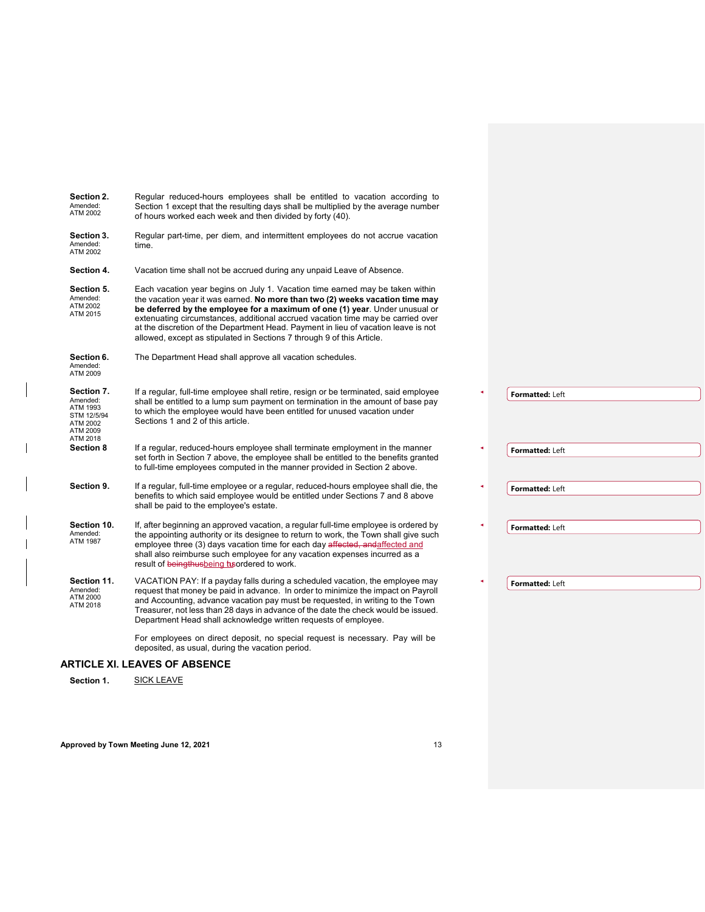**Section 2.** Amended: ATM 2002

Regular reduced-hours employees shall be entitled to vacation according to Section 1 except that the resulting days shall be multiplied by the average number of hours worked each week and then divided by forty (40).

**Section 3.** Amended: ATM 2002

Regular part-time, per diem, and intermittent employees do not accrue vacation time.

**Section 4.**

Vacation time shall not be accrued during any unpaid Leave of Absence.

**Section 5.** Amended: ATM 2002 ATM 2015

Each vacation year begins on July 1. Vacation time earned may be taken within the vacation year it was earned. **No more than two (2) weeks vacation time may be deferred by the employee for a maximum of one (1) year**. Under unusual or extenuating circumstances, additional accrued vacation time may be carried over at the discretion of the Department Head. Payment in lieu of vacation leave is not allowed, except as stipulated in Sections 7 through 9 of this Article.

**Section 6.** Amended: ATM 2009

The Department Head shall approve all vacation schedules.

**Section 7.** Amended: ATM 1993 STM 12/5/94 ATM 2002 ATM 2009 ATM 2018

If a regular, full-time employee shall retire, resign or be terminated, said employee shall be entitled to a lump sum payment on termination in the amount of base pay to which the employee would have been entitled for unused vacation under Sections 1 and 2 of this article.

**Section 8**

If a regular, reduced-hours employee shall terminate employment in the manner set forth in Section 7 above, the employee shall be entitled to the benefits granted to full-time employees computed in the manner provided in Section 2 above.

**Section 9.**

If a regular, full-time employee or a regular, reduced-hours employee shall die, the benefits to which said employee would be entitled under Sections 7 and 8 above shall be paid to the employee's estate.

**Section 10.** Amended: ATM 1987

If, after beginning an approved vacation, a regular full-time employee is ordered by the appointing authority or its designee to return to work, the Town shall give such employee three (3) days vacation time for each day affected and shall also reimburse such employee for any vacation expenses incurred as a result of being ordered to work.

**Section 11.** Amended: ATM 2000 ATM 2018

VACATION PAY: If a payday falls during a scheduled vacation, the employee may request that money be paid in advance. In order to minimize the impact on Payroll and Accounting, advance vacation pay must be requested, in writing to the Town Treasurer, not less than 28 days in advance of the date the check would be issued. Department Head shall acknowledge written requests of employee.

For employees on direct deposit, no special request is necessary. Pay will be deposited, as usual, during the vacation period.

## ARTICLE XI. LEAVES OF ABSENCE

**Section 1.** SICK LEAVE

Approved by Town Meeting June 12, 2021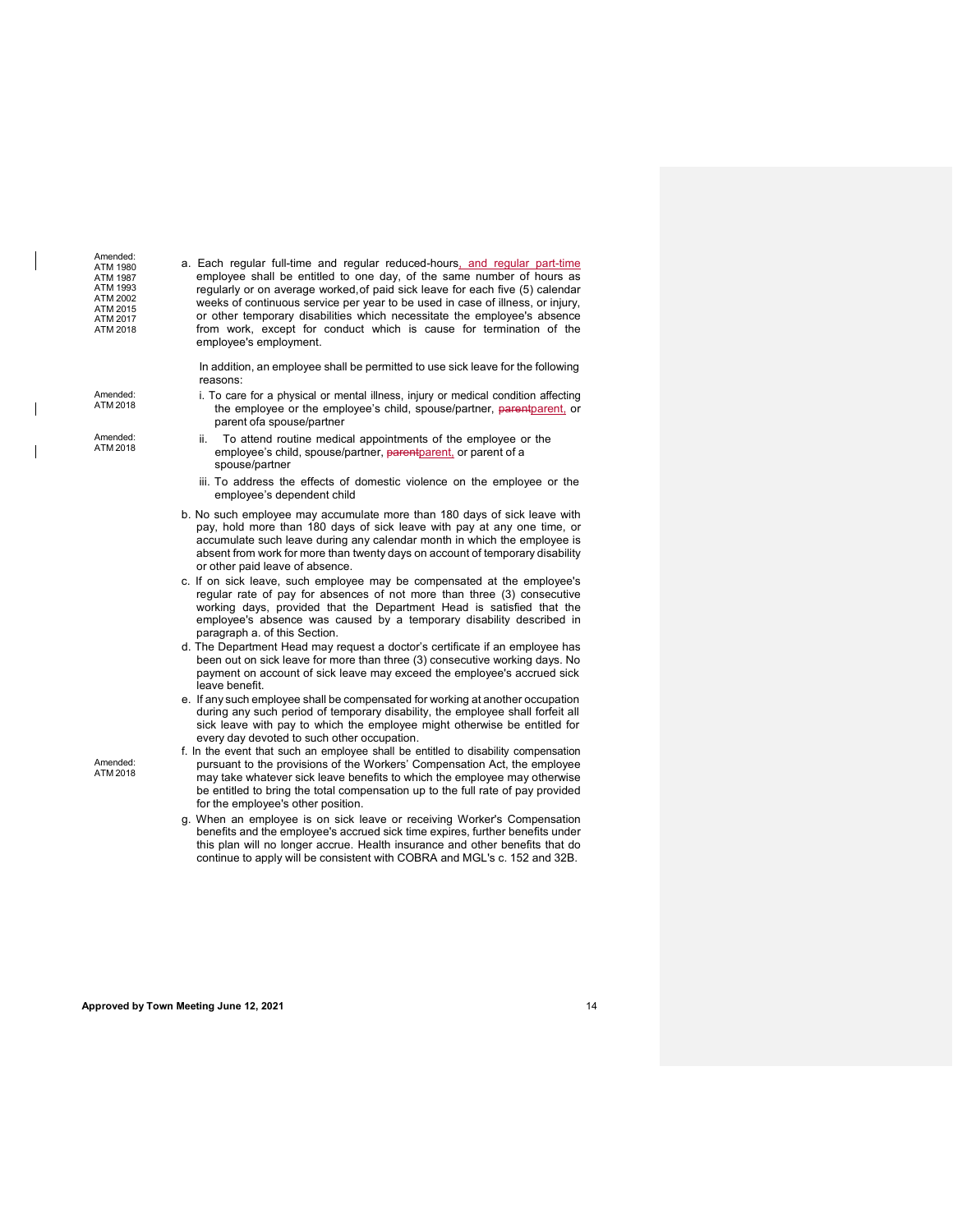Amended: ATM 1980 ATM 1987 ATM 1993 ATM 2002 ATM 2015 ATM 2017 ATM 2018

a. Each regular full-time and regular reduced-hours, and regular part-time employee shall be entitled to one day, of the same number of hours as regularly or on average worked,of paid sick leave for each five (5) calendar weeks of continuous service per year to be used in case of illness, or injury, or other temporary disabilities which necessitate the employee's absence from work, except for conduct which is cause for termination of the employee's employment.

In addition, an employee shall be permitted to use sick leave for the following reasons:

Amended: ATM 2018

i. To care for a physical or mental illness, injury or medical condition affecting the employee or the employee's child, spouse/partner, ~~parent~~parent, or parent ofa spouse/partner

Amended: ATM 2018

ii. To attend routine medical appointments of the employee or the employee's child, spouse/partner, ~~parent~~parent, or parent of a spouse/partner

iii. To address the effects of domestic violence on the employee or the employee's dependent child

b. No such employee may accumulate more than 180 days of sick leave with pay, hold more than 180 days of sick leave with pay at any one time, or accumulate such leave during any calendar month in which the employee is absent from work for more than twenty days on account of temporary disability or other paid leave of absence.

c. If on sick leave, such employee may be compensated at the employee's regular rate of pay for absences of not more than three (3) consecutive working days, provided that the Department Head is satisfied that the employee's absence was caused by a temporary disability described in paragraph a. of this Section.

d. The Department Head may request a doctor's certificate if an employee has been out on sick leave for more than three (3) consecutive working days. No payment on account of sick leave may exceed the employee's accrued sick leave benefit.

e. If any such employee shall be compensated for working at another occupation during any such period of temporary disability, the employee shall forfeit all sick leave with pay to which the employee might otherwise be entitled for every day devoted to such other occupation.

Amended: ATM 2018

f. In the event that such an employee shall be entitled to disability compensation pursuant to the provisions of the Workers' Compensation Act, the employee may take whatever sick leave benefits to which the employee may otherwise be entitled to bring the total compensation up to the full rate of pay provided for the employee's other position.

g. When an employee is on sick leave or receiving Worker's Compensation benefits and the employee's accrued sick time expires, further benefits under this plan will no longer accrue. Health insurance and other benefits that do continue to apply will be consistent with COBRA and MGL's c. 152 and 32B.

**Approved by Town Meeting June 12, 2021**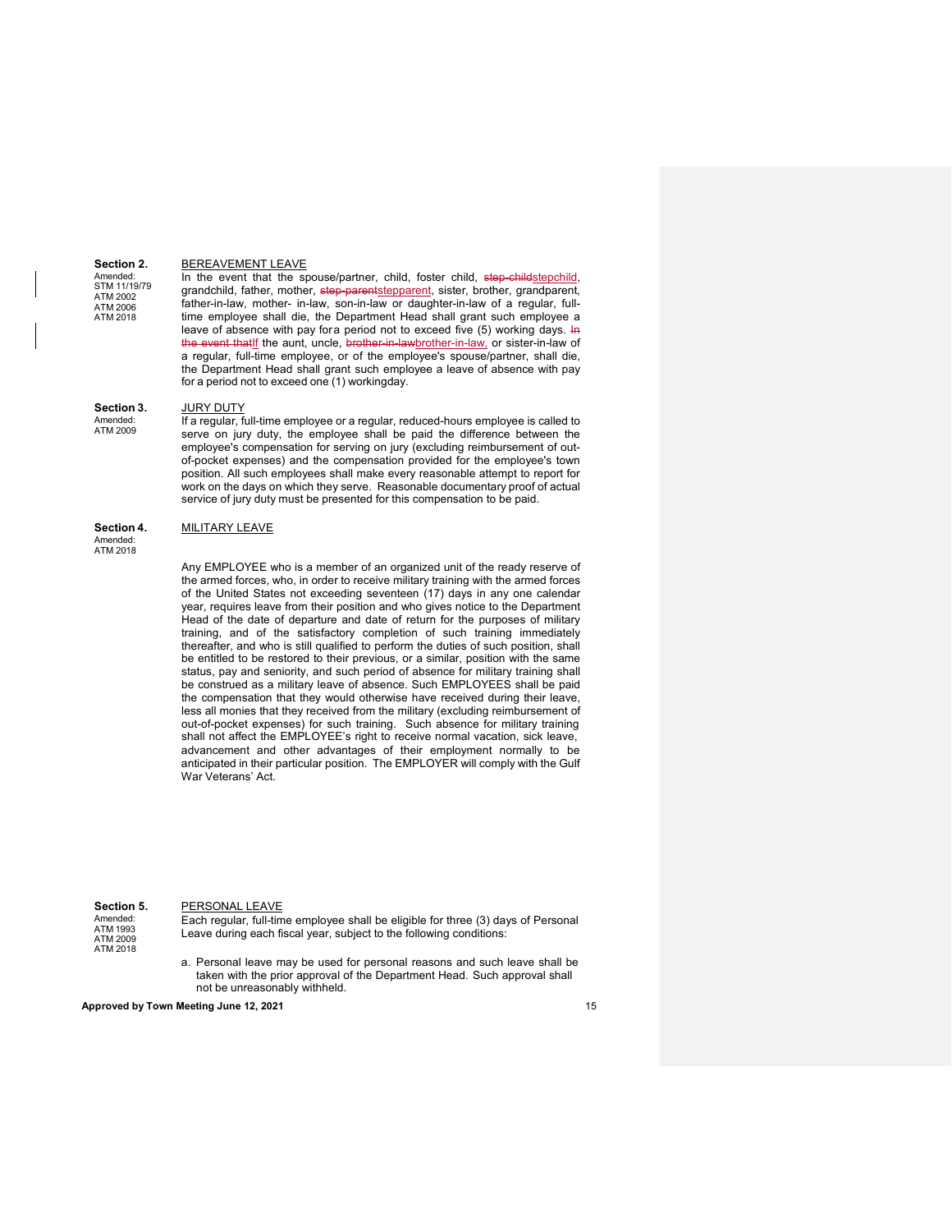**Section 2.** BEREAVEMENT LEAVE

Amended: STM 11/19/79, ATM 2002, ATM 2006, ATM 2018

In the event that the spouse/partner, child, foster child, ~~step-child~~stepchild, grandchild, father, mother, ~~step-parent~~stepparent, sister, brother, grandparent, father-in-law, mother- in-law, son-in-law or daughter-in-law of a regular, full-time employee shall die, the Department Head shall grant such employee a leave of absence with pay fora period not to exceed five (5) working days. ~~In the event that~~If the aunt, uncle, ~~brother-in-law~~brother-in-law, or sister-in-law of a regular, full-time employee, or of the employee's spouse/partner, shall die, the Department Head shall grant such employee a leave of absence with pay for a period not to exceed one (1) workingday.

**Section 3.** JURY DUTY

Amended: ATM 2009

If a regular, full-time employee or a regular, reduced-hours employee is called to serve on jury duty, the employee shall be paid the difference between the employee's compensation for serving on jury (excluding reimbursement of out-of-pocket expenses) and the compensation provided for the employee's town position. All such employees shall make every reasonable attempt to report for work on the days on which they serve. Reasonable documentary proof of actual service of jury duty must be presented for this compensation to be paid.

**Section 4.** MILITARY LEAVE

Amended: ATM 2018

Any EMPLOYEE who is a member of an organized unit of the ready reserve of the armed forces, who, in order to receive military training with the armed forces of the United States not exceeding seventeen (17) days in any one calendar year, requires leave from their position and who gives notice to the Department Head of the date of departure and date of return for the purposes of military training, and of the satisfactory completion of such training immediately thereafter, and who is still qualified to perform the duties of such position, shall be entitled to be restored to their previous, or a similar, position with the same status, pay and seniority, and such period of absence for military training shall be construed as a military leave of absence. Such EMPLOYEES shall be paid the compensation that they would otherwise have received during their leave, less all monies that they received from the military (excluding reimbursement of out-of-pocket expenses) for such training. Such absence for military training shall not affect the EMPLOYEE's right to receive normal vacation, sick leave, advancement and other advantages of their employment normally to be anticipated in their particular position. The EMPLOYER will comply with the Gulf War Veterans' Act.

**Section 5.** PERSONAL LEAVE

Amended: ATM 1993, ATM 2009, ATM 2018

Each regular, full-time employee shall be eligible for three (3) days of Personal Leave during each fiscal year, subject to the following conditions:

a. Personal leave may be used for personal reasons and such leave shall be taken with the prior approval of the Department Head. Such approval shall not be unreasonably withheld.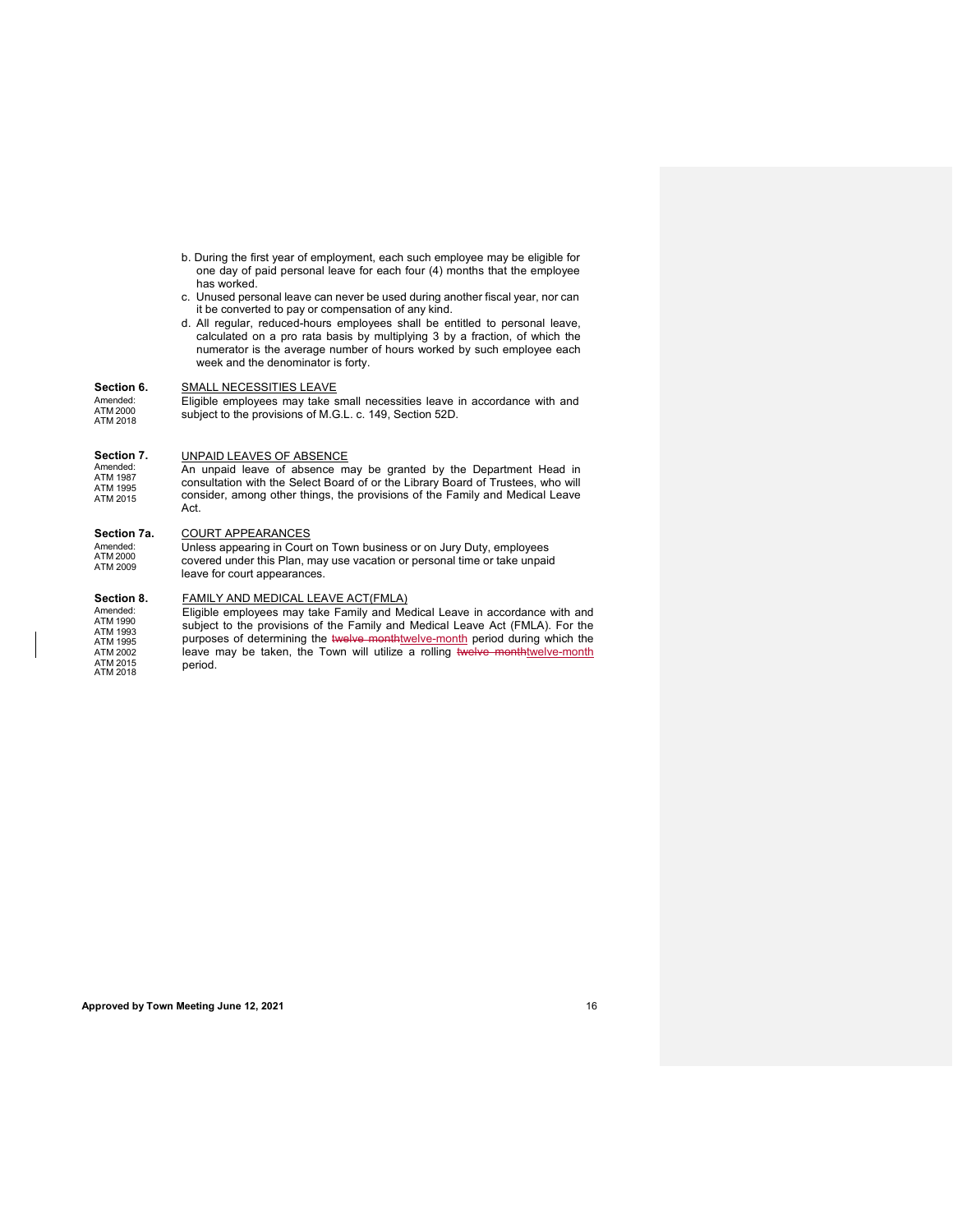b. During the first year of employment, each such employee may be eligible for one day of paid personal leave for each four (4) months that the employee has worked.

c. Unused personal leave can never be used during another fiscal year, nor can it be converted to pay or compensation of any kind.

d. All regular, reduced-hours employees shall be entitled to personal leave, calculated on a pro rata basis by multiplying 3 by a fraction, of which the numerator is the average number of hours worked by such employee each week and the denominator is forty.

**Section 6.** SMALL NECESSITIES LEAVE

Amended: ATM 2000, ATM 2018

Eligible employees may take small necessities leave in accordance with and subject to the provisions of M.G.L. c. 149, Section 52D.

**Section 7.** UNPAID LEAVES OF ABSENCE

Amended: ATM 1987, ATM 1995, ATM 2015

An unpaid leave of absence may be granted by the Department Head in consultation with the Select Board of or the Library Board of Trustees, who will consider, among other things, the provisions of the Family and Medical Leave Act.

**Section 7a.** COURT APPEARANCES

Amended: ATM 2000, ATM 2009

Unless appearing in Court on Town business or on Jury Duty, employees covered under this Plan, may use vacation or personal time or take unpaid leave for court appearances.

**Section 8.** FAMILY AND MEDICAL LEAVE ACT(FMLA)

Amended: ATM 1990, ATM 1993, ATM 1995, ATM 2002, ATM 2015, ATM 2018

Eligible employees may take Family and Medical Leave in accordance with and subject to the provisions of the Family and Medical Leave Act (FMLA). For the purposes of determining the ~~twelve month~~twelve-month period during which the leave may be taken, the Town will utilize a rolling ~~twelve month~~twelve-month period.

**Approved by Town Meeting June 12, 2021**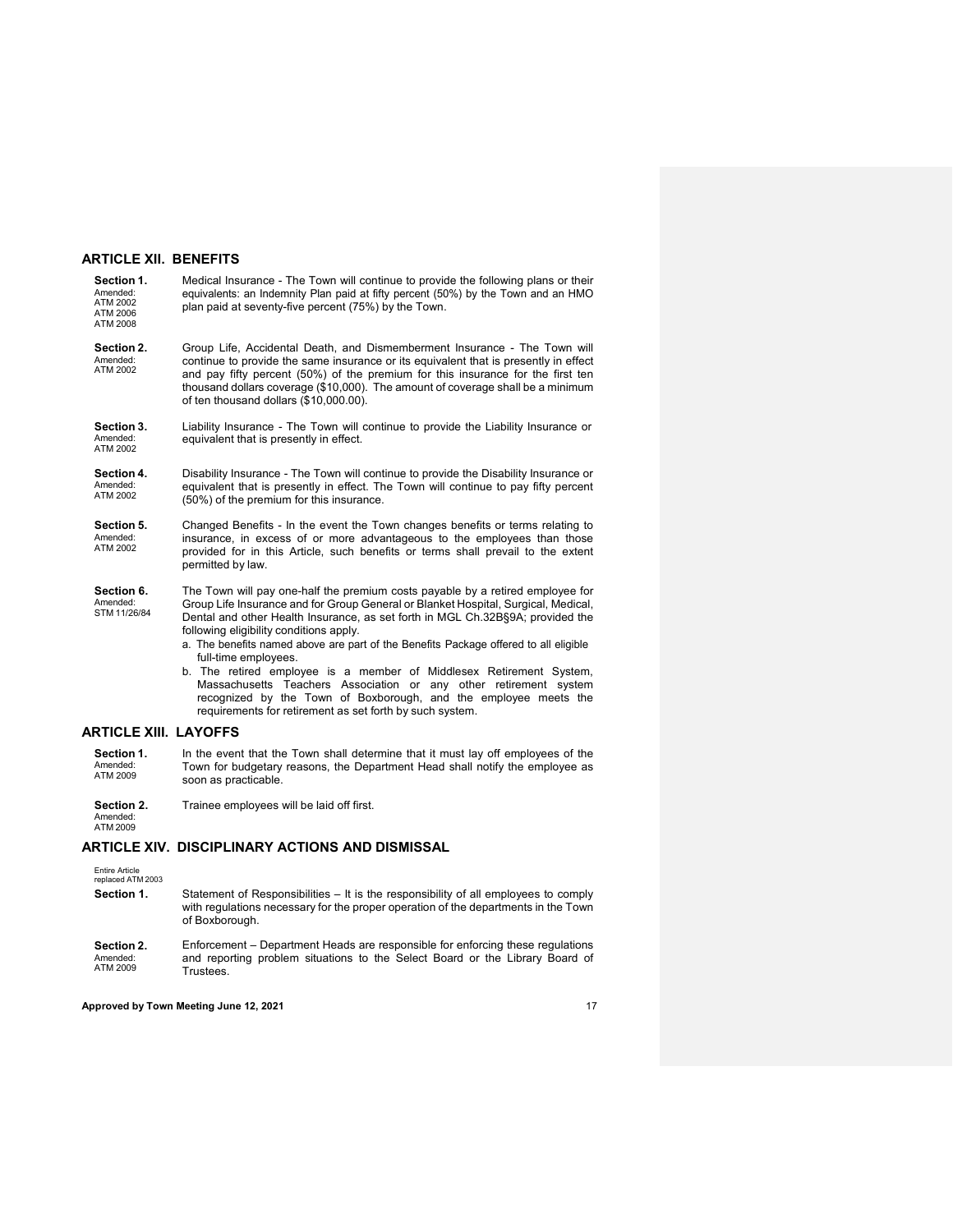## ARTICLE XII. BENEFITS

**Section 1.** Amended: ATM 2002 ATM 2006 ATM 2008

Medical Insurance - The Town will continue to provide the following plans or their equivalents: an Indemnity Plan paid at fifty percent (50%) by the Town and an HMO plan paid at seventy-five percent (75%) by the Town.

**Section 2.** Amended: ATM 2002

Group Life, Accidental Death, and Dismemberment Insurance - The Town will continue to provide the same insurance or its equivalent that is presently in effect and pay fifty percent (50%) of the premium for this insurance for the first ten thousand dollars coverage ($10,000). The amount of coverage shall be a minimum of ten thousand dollars ($10,000.00).

**Section 3.** Amended: ATM 2002

Liability Insurance - The Town will continue to provide the Liability Insurance or equivalent that is presently in effect.

**Section 4.** Amended: ATM 2002

Disability Insurance - The Town will continue to provide the Disability Insurance or equivalent that is presently in effect. The Town will continue to pay fifty percent (50%) of the premium for this insurance.

**Section 5.** Amended: ATM 2002

Changed Benefits - In the event the Town changes benefits or terms relating to insurance, in excess of or more advantageous to the employees than those provided for in this Article, such benefits or terms shall prevail to the extent permitted by law.

**Section 6.** Amended: STM 11/26/84

The Town will pay one-half the premium costs payable by a retired employee for Group Life Insurance and for Group General or Blanket Hospital, Surgical, Medical, Dental and other Health Insurance, as set forth in MGL Ch.32B§9A; provided the following eligibility conditions apply.

a. The benefits named above are part of the Benefits Package offered to all eligible full-time employees.
b. The retired employee is a member of Middlesex Retirement System, Massachusetts Teachers Association or any other retirement system recognized by the Town of Boxborough, and the employee meets the requirements for retirement as set forth by such system.

## ARTICLE XIII. LAYOFFS

**Section 1.** Amended: ATM 2009

In the event that the Town shall determine that it must lay off employees of the Town for budgetary reasons, the Department Head shall notify the employee as soon as practicable.

**Section 2.** Amended: ATM 2009

Trainee employees will be laid off first.

## ARTICLE XIV. DISCIPLINARY ACTIONS AND DISMISSAL

Entire Article replaced ATM 2003

**Section 1.**

Statement of Responsibilities – It is the responsibility of all employees to comply with regulations necessary for the proper operation of the departments in the Town of Boxborough.

**Section 2.** Amended: ATM 2009

Enforcement – Department Heads are responsible for enforcing these regulations and reporting problem situations to the Select Board or the Library Board of Trustees.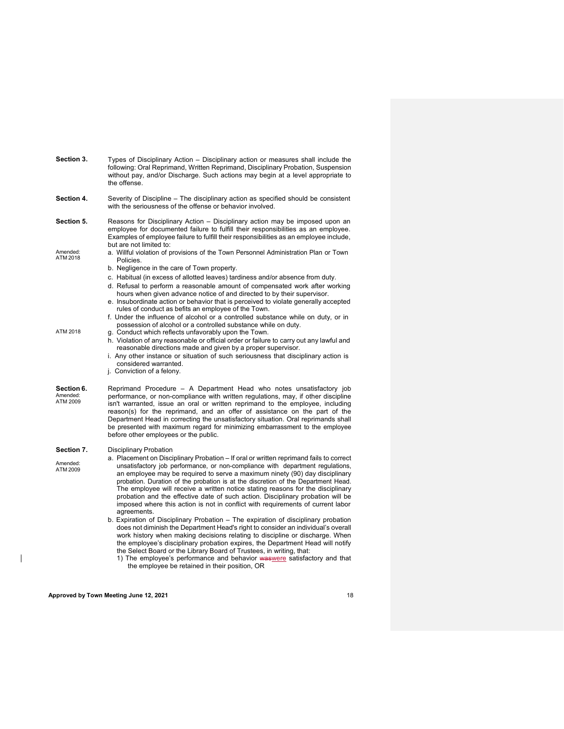**Section 3.** Types of Disciplinary Action – Disciplinary action or measures shall include the following: Oral Reprimand, Written Reprimand, Disciplinary Probation, Suspension without pay, and/or Discharge. Such actions may begin at a level appropriate to the offense.

**Section 4.** Severity of Discipline – The disciplinary action as specified should be consistent with the seriousness of the offense or behavior involved.

**Section 5.** Reasons for Disciplinary Action – Disciplinary action may be imposed upon an employee for documented failure to fulfill their responsibilities as an employee. Examples of employee failure to fulfill their responsibilities as an employee include, but are not limited to:

Amended: ATM 2018

a. Willful violation of provisions of the Town Personnel Administration Plan or Town Policies.
b. Negligence in the care of Town property.
c. Habitual (in excess of allotted leaves) tardiness and/or absence from duty.
d. Refusal to perform a reasonable amount of compensated work after working hours when given advance notice of and directed to by their supervisor.
e. Insubordinate action or behavior that is perceived to violate generally accepted rules of conduct as befits an employee of the Town.
f. Under the influence of alcohol or a controlled substance while on duty, or in possession of alcohol or a controlled substance while on duty.
g. Conduct which reflects unfavorably upon the Town. (ATM 2018)
h. Violation of any reasonable or official order or failure to carry out any lawful and reasonable directions made and given by a proper supervisor.
i. Any other instance or situation of such seriousness that disciplinary action is considered warranted.
j. Conviction of a felony.

**Section 6.** Amended: ATM 2009

Reprimand Procedure – A Department Head who notes unsatisfactory job performance, or non-compliance with written regulations, may, if other discipline isn't warranted, issue an oral or written reprimand to the employee, including reason(s) for the reprimand, and an offer of assistance on the part of the Department Head in correcting the unsatisfactory situation. Oral reprimands shall be presented with maximum regard for minimizing embarrassment to the employee before other employees or the public.

**Section 7.** Disciplinary Probation

Amended: ATM 2009

a. Placement on Disciplinary Probation – If oral or written reprimand fails to correct unsatisfactory job performance, or non-compliance with department regulations, an employee may be required to serve a maximum ninety (90) day disciplinary probation. Duration of the probation is at the discretion of the Department Head. The employee will receive a written notice stating reasons for the disciplinary probation and the effective date of such action. Disciplinary probation will be imposed where this action is not in conflict with requirements of current labor agreements.
b. Expiration of Disciplinary Probation – The expiration of disciplinary probation does not diminish the Department Head's right to consider an individual's overall work history when making decisions relating to discipline or discharge. When the employee's disciplinary probation expires, the Department Head will notify the Select Board or the Library Board of Trustees, in writing, that:
   1) The employee's performance and behavior ~~was~~were satisfactory and that the employee be retained in their position, OR

**Approved by Town Meeting June 12, 2021**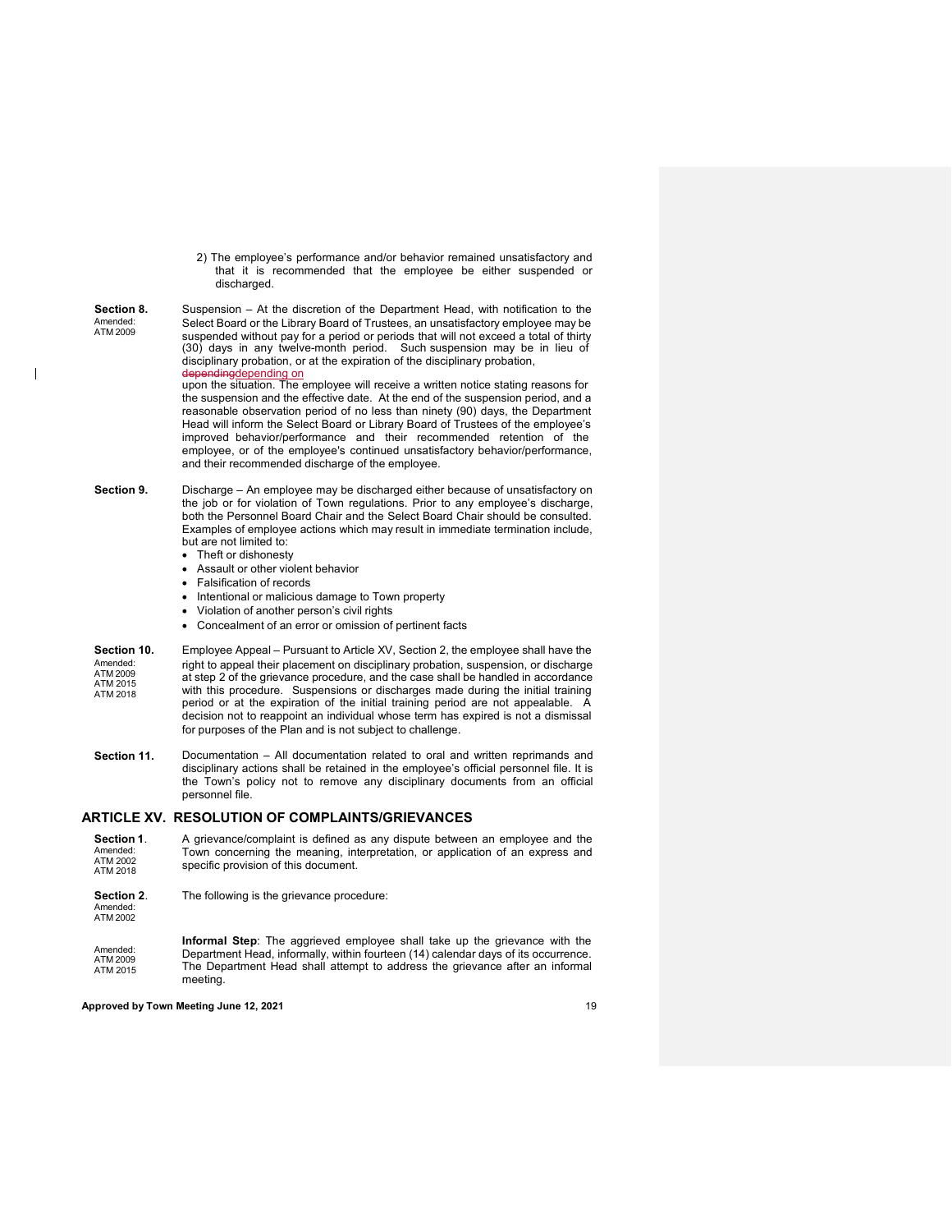2) The employee's performance and/or behavior remained unsatisfactory and that it is recommended that the employee be either suspended or discharged.

**Section 8.** Amended: ATM 2009

Suspension – At the discretion of the Department Head, with notification to the Select Board or the Library Board of Trustees, an unsatisfactory employee may be suspended without pay for a period or periods that will not exceed a total of thirty (30) days in any twelve-month period. Such suspension may be in lieu of disciplinary probation, or at the expiration of the disciplinary probation, ~~depending~~depending on upon the situation. The employee will receive a written notice stating reasons for the suspension and the effective date. At the end of the suspension period, and a reasonable observation period of no less than ninety (90) days, the Department Head will inform the Select Board or Library Board of Trustees of the employee's improved behavior/performance and their recommended retention of the employee, or of the employee's continued unsatisfactory behavior/performance, and their recommended discharge of the employee.

**Section 9.**

Discharge – An employee may be discharged either because of unsatisfactory on the job or for violation of Town regulations. Prior to any employee's discharge, both the Personnel Board Chair and the Select Board Chair should be consulted. Examples of employee actions which may result in immediate termination include, but are not limited to:

- Theft or dishonesty
- Assault or other violent behavior
- Falsification of records
- Intentional or malicious damage to Town property
- Violation of another person's civil rights
- Concealment of an error or omission of pertinent facts

**Section 10.** Amended: ATM 2009 ATM 2015 ATM 2018

Employee Appeal – Pursuant to Article XV, Section 2, the employee shall have the right to appeal their placement on disciplinary probation, suspension, or discharge at step 2 of the grievance procedure, and the case shall be handled in accordance with this procedure. Suspensions or discharges made during the initial training period or at the expiration of the initial training period are not appealable. A decision not to reappoint an individual whose term has expired is not a dismissal for purposes of the Plan and is not subject to challenge.

**Section 11.**

Documentation – All documentation related to oral and written reprimands and disciplinary actions shall be retained in the employee's official personnel file. It is the Town's policy not to remove any disciplinary documents from an official personnel file.

## ARTICLE XV. RESOLUTION OF COMPLAINTS/GRIEVANCES

**Section 1**. Amended: ATM 2002 ATM 2018

A grievance/complaint is defined as any dispute between an employee and the Town concerning the meaning, interpretation, or application of an express and specific provision of this document.

**Section 2**. Amended: ATM 2002

The following is the grievance procedure:

Amended: ATM 2009 ATM 2015

**Informal Step**: The aggrieved employee shall take up the grievance with the Department Head, informally, within fourteen (14) calendar days of its occurrence. The Department Head shall attempt to address the grievance after an informal meeting.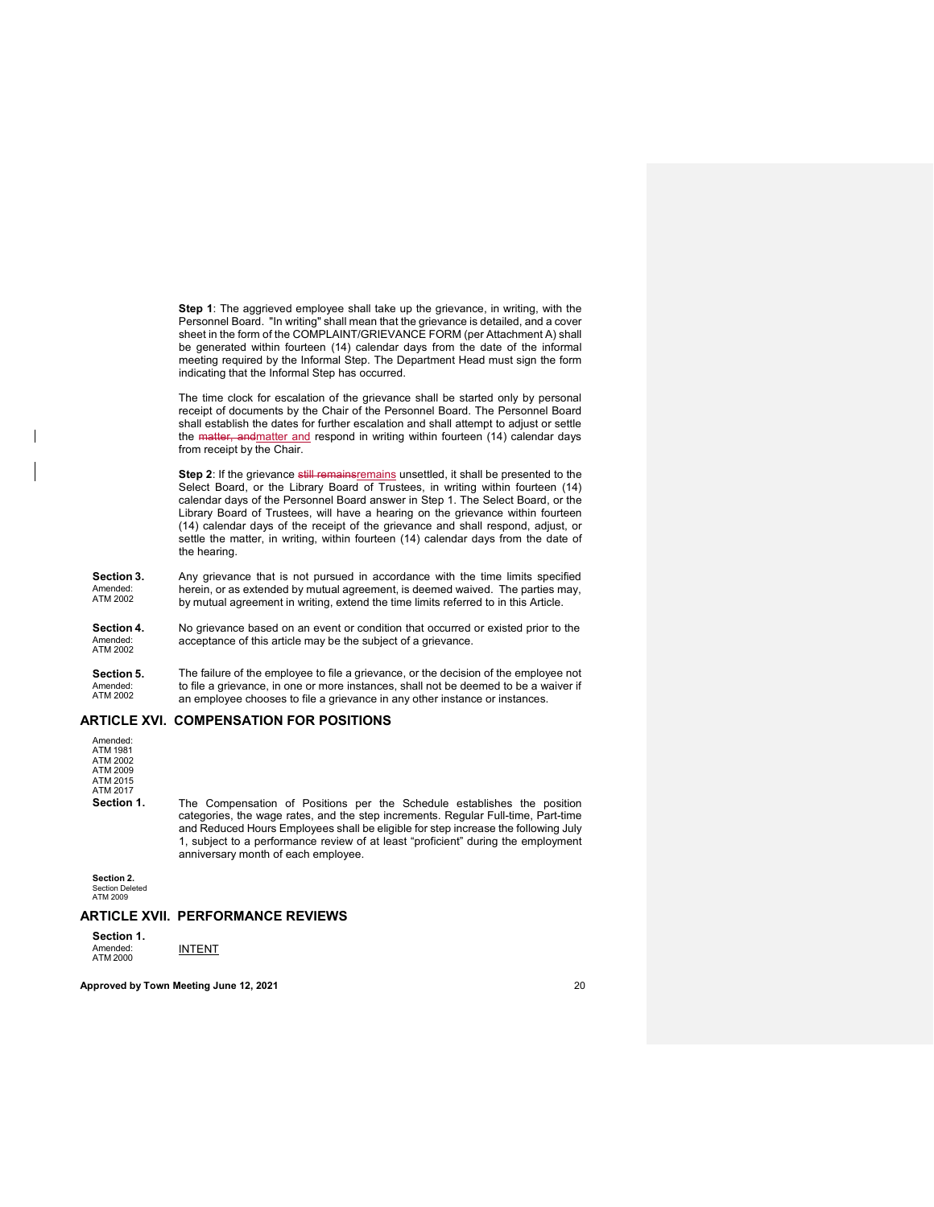**Step 1**: The aggrieved employee shall take up the grievance, in writing, with the Personnel Board. "In writing" shall mean that the grievance is detailed, and a cover sheet in the form of the COMPLAINT/GRIEVANCE FORM (per Attachment A) shall be generated within fourteen (14) calendar days from the date of the informal meeting required by the Informal Step. The Department Head must sign the form indicating that the Informal Step has occurred.

The time clock for escalation of the grievance shall be started only by personal receipt of documents by the Chair of the Personnel Board. The Personnel Board shall establish the dates for further escalation and shall attempt to adjust or settle the ~~matter, and~~matter and respond in writing within fourteen (14) calendar days from receipt by the Chair.

**Step 2**: If the grievance ~~still remains~~remains unsettled, it shall be presented to the Select Board, or the Library Board of Trustees, in writing within fourteen (14) calendar days of the Personnel Board answer in Step 1. The Select Board, or the Library Board of Trustees, will have a hearing on the grievance within fourteen (14) calendar days of the receipt of the grievance and shall respond, adjust, or settle the matter, in writing, within fourteen (14) calendar days from the date of the hearing.

**Section 3.** (Amended: ATM 2002) Any grievance that is not pursued in accordance with the time limits specified herein, or as extended by mutual agreement, is deemed waived. The parties may, by mutual agreement in writing, extend the time limits referred to in this Article.

**Section 4.** (Amended: ATM 2002) No grievance based on an event or condition that occurred or existed prior to the acceptance of this article may be the subject of a grievance.

**Section 5.** (Amended: ATM 2002) The failure of the employee to file a grievance, or the decision of the employee not to file a grievance, in one or more instances, shall not be deemed to be a waiver if an employee chooses to file a grievance in any other instance or instances.

## ARTICLE XVI. COMPENSATION FOR POSITIONS

Amended:
ATM 1981
ATM 2002
ATM 2009
ATM 2015
ATM 2017

**Section 1.** The Compensation of Positions per the Schedule establishes the position categories, the wage rates, and the step increments. Regular Full-time, Part-time and Reduced Hours Employees shall be eligible for step increase the following July 1, subject to a performance review of at least "proficient" during the employment anniversary month of each employee.

**Section 2.**
Section Deleted
ATM 2009

## ARTICLE XVII. PERFORMANCE REVIEWS

**Section 1.** (Amended: ATM 2000) INTENT

**Approved by Town Meeting June 12, 2021**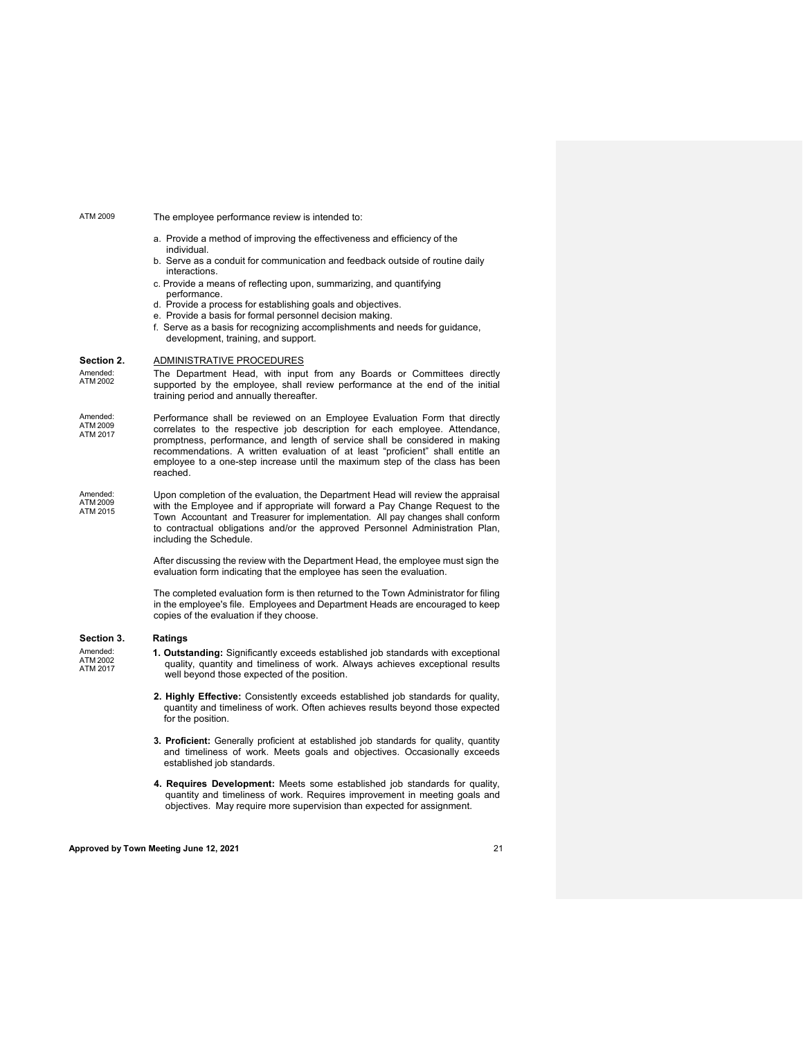ATM 2009

The employee performance review is intended to:

a. Provide a method of improving the effectiveness and efficiency of the individual.
b. Serve as a conduit for communication and feedback outside of routine daily interactions.
c. Provide a means of reflecting upon, summarizing, and quantifying performance.
d. Provide a process for establishing goals and objectives.
e. Provide a basis for formal personnel decision making.
f. Serve as a basis for recognizing accomplishments and needs for guidance, development, training, and support.

**Section 2.** ADMINISTRATIVE PROCEDURES

Amended: ATM 2002

The Department Head, with input from any Boards or Committees directly supported by the employee, shall review performance at the end of the initial training period and annually thereafter.

Amended: ATM 2009 ATM 2017

Performance shall be reviewed on an Employee Evaluation Form that directly correlates to the respective job description for each employee. Attendance, promptness, performance, and length of service shall be considered in making recommendations. A written evaluation of at least "proficient" shall entitle an employee to a one-step increase until the maximum step of the class has been reached.

Amended: ATM 2009 ATM 2015

Upon completion of the evaluation, the Department Head will review the appraisal with the Employee and if appropriate will forward a Pay Change Request to the Town Accountant and Treasurer for implementation. All pay changes shall conform to contractual obligations and/or the approved Personnel Administration Plan, including the Schedule.

After discussing the review with the Department Head, the employee must sign the evaluation form indicating that the employee has seen the evaluation.

The completed evaluation form is then returned to the Town Administrator for filing in the employee's file. Employees and Department Heads are encouraged to keep copies of the evaluation if they choose.

**Section 3. Ratings**

Amended: ATM 2002 ATM 2017

**1. Outstanding:** Significantly exceeds established job standards with exceptional quality, quantity and timeliness of work. Always achieves exceptional results well beyond those expected of the position.

**2. Highly Effective:** Consistently exceeds established job standards for quality, quantity and timeliness of work. Often achieves results beyond those expected for the position.

**3. Proficient:** Generally proficient at established job standards for quality, quantity and timeliness of work. Meets goals and objectives. Occasionally exceeds established job standards.

**4. Requires Development:** Meets some established job standards for quality, quantity and timeliness of work. Requires improvement in meeting goals and objectives. May require more supervision than expected for assignment.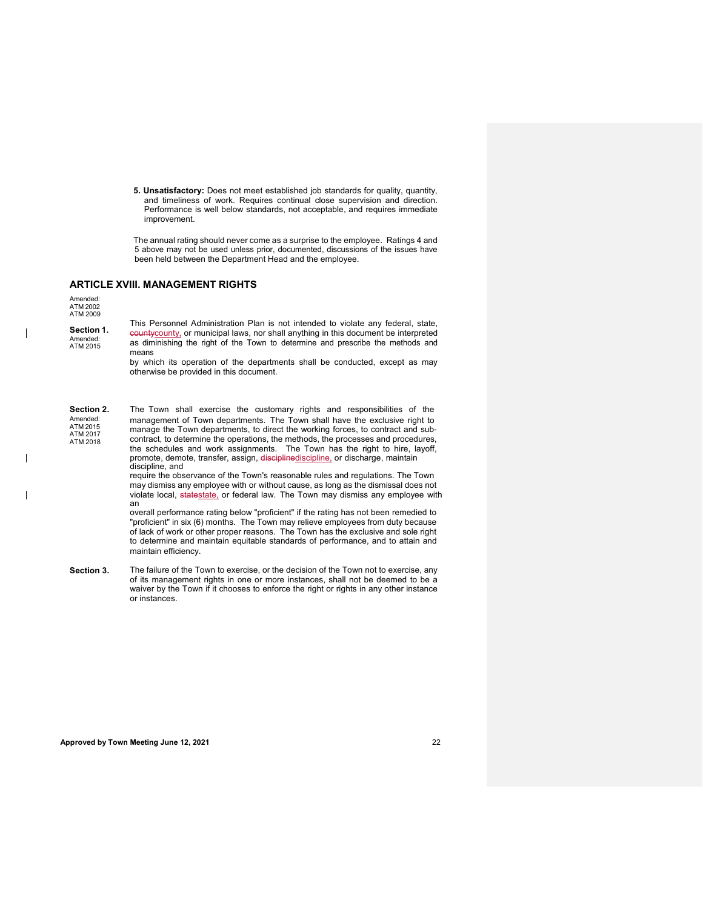**5. Unsatisfactory:** Does not meet established job standards for quality, quantity, and timeliness of work. Requires continual close supervision and direction. Performance is well below standards, not acceptable, and requires immediate improvement.

The annual rating should never come as a surprise to the employee. Ratings 4 and 5 above may not be used unless prior, documented, discussions of the issues have been held between the Department Head and the employee.

## ARTICLE XVIII. MANAGEMENT RIGHTS

Amended: ATM 2002 ATM 2009

**Section 1.** Amended: ATM 2015

This Personnel Administration Plan is not intended to violate any federal, state, ~~county~~county, or municipal laws, nor shall anything in this document be interpreted as diminishing the right of the Town to determine and prescribe the methods and means by which its operation of the departments shall be conducted, except as may otherwise be provided in this document.

**Section 2.** Amended: ATM 2015 ATM 2017 ATM 2018

The Town shall exercise the customary rights and responsibilities of the management of Town departments. The Town shall have the exclusive right to manage the Town departments, to direct the working forces, to contract and sub-contract, to determine the operations, the methods, the processes and procedures, the schedules and work assignments. The Town has the right to hire, layoff, promote, demote, transfer, assign, ~~discipline~~discipline, or discharge, maintain discipline, and require the observance of the Town's reasonable rules and regulations. The Town may dismiss any employee with or without cause, as long as the dismissal does not violate local, ~~state~~state, or federal law. The Town may dismiss any employee with an overall performance rating below "proficient" if the rating has not been remedied to "proficient" in six (6) months. The Town may relieve employees from duty because of lack of work or other proper reasons. The Town has the exclusive and sole right to determine and maintain equitable standards of performance, and to attain and maintain efficiency.

**Section 3.** The failure of the Town to exercise, or the decision of the Town not to exercise, any of its management rights in one or more instances, shall not be deemed to be a waiver by the Town if it chooses to enforce the right or rights in any other instance or instances.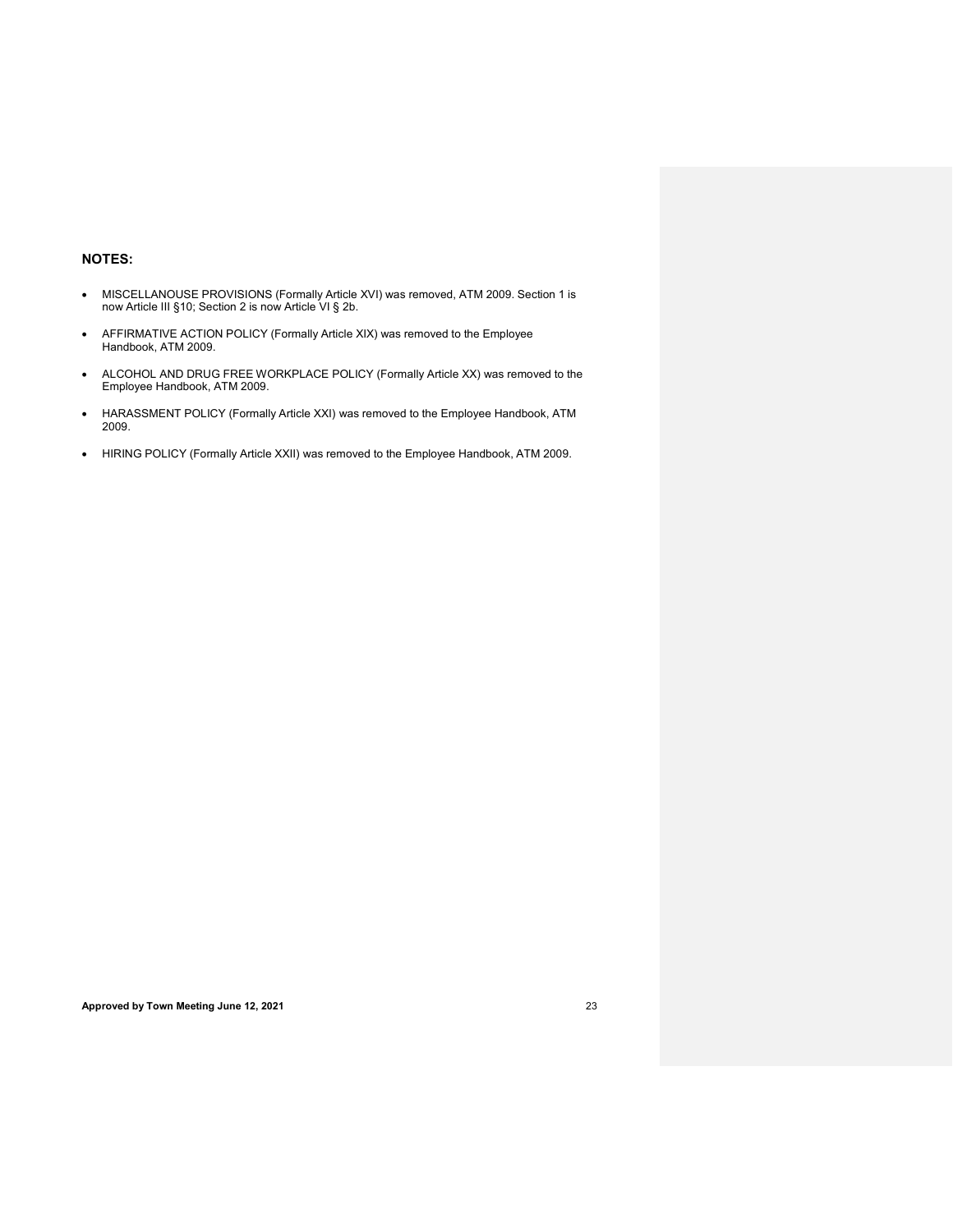### NOTES:

- MISCELLANOUSE PROVISIONS (Formally Article XVI) was removed, ATM 2009. Section 1 is now Article III §10; Section 2 is now Article VI § 2b.
- AFFIRMATIVE ACTION POLICY (Formally Article XIX) was removed to the Employee Handbook, ATM 2009.
- ALCOHOL AND DRUG FREE WORKPLACE POLICY (Formally Article XX) was removed to the Employee Handbook, ATM 2009.
- HARASSMENT POLICY (Formally Article XXI) was removed to the Employee Handbook, ATM 2009.
- HIRING POLICY (Formally Article XXII) was removed to the Employee Handbook, ATM 2009.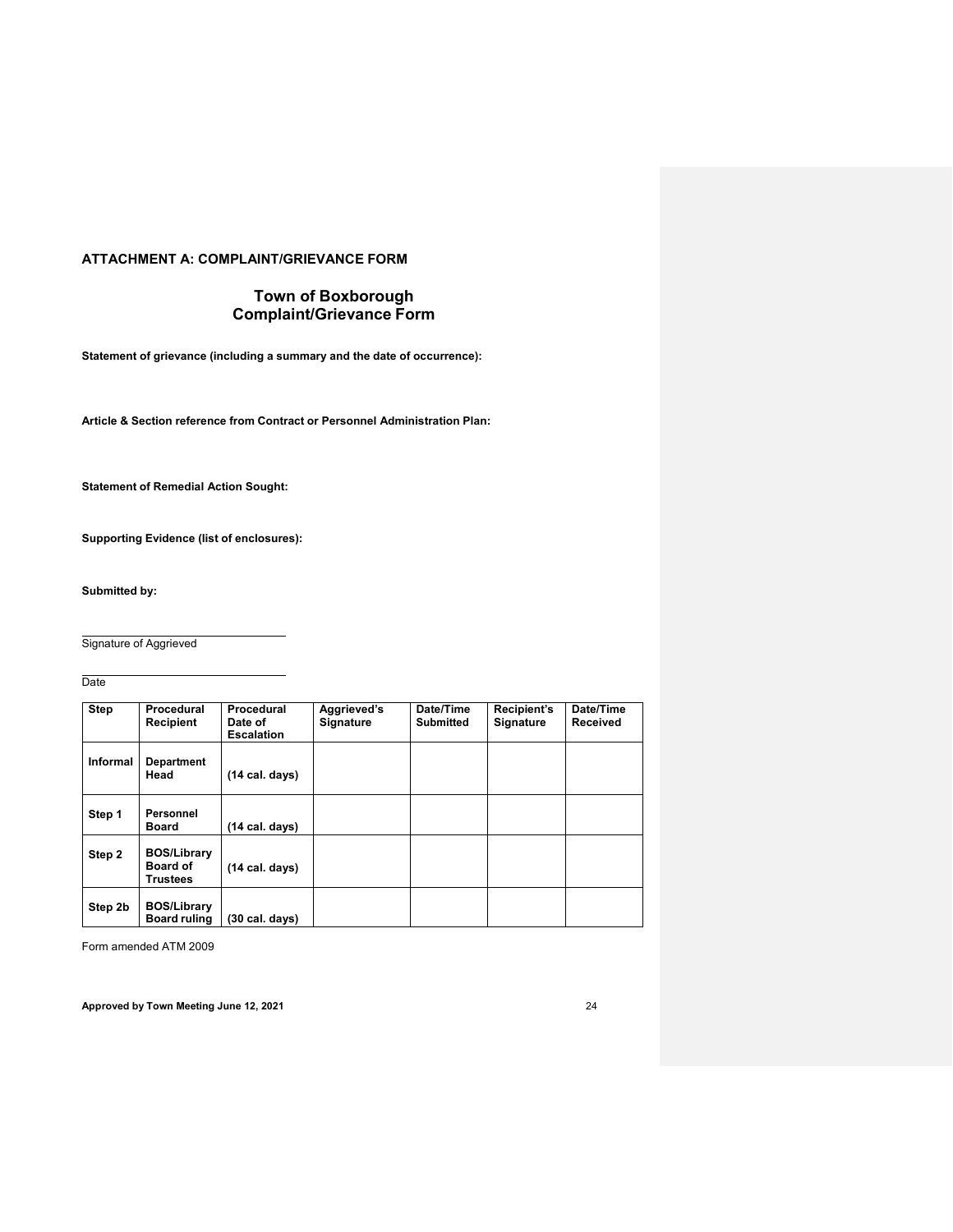## ATTACHMENT A: COMPLAINT/GRIEVANCE FORM

# Town of Boxborough
# Complaint/Grievance Form

**Statement of grievance (including a summary and the date of occurrence):**

**Article & Section reference from Contract or Personnel Administration Plan:**

**Statement of Remedial Action Sought:**

**Supporting Evidence (list of enclosures):**

**Submitted by:**

\_\_\_\_\_\_\_\_\_\_\_\_\_\_\_\_\_\_\_\_\_\_\_\_\_\_\_\_\_\_
Signature of Aggrieved

\_\_\_\_\_\_\_\_\_\_\_\_\_\_\_\_\_\_\_\_\_\_\_\_\_\_\_\_\_\_
Date

| Step | Procedural Recipient | Procedural Date of Escalation | Aggrieved's Signature | Date/Time Submitted | Recipient's Signature | Date/Time Received |
|---|---|---|---|---|---|---|
| Informal | Department Head | (14 cal. days) | | | | |
| Step 1 | Personnel Board | (14 cal. days) | | | | |
| Step 2 | BOS/Library Board of Trustees | (14 cal. days) | | | | |
| Step 2b | BOS/Library Board ruling | (30 cal. days) | | | | |

Form amended ATM 2009

**Approved by Town Meeting June 12, 2021**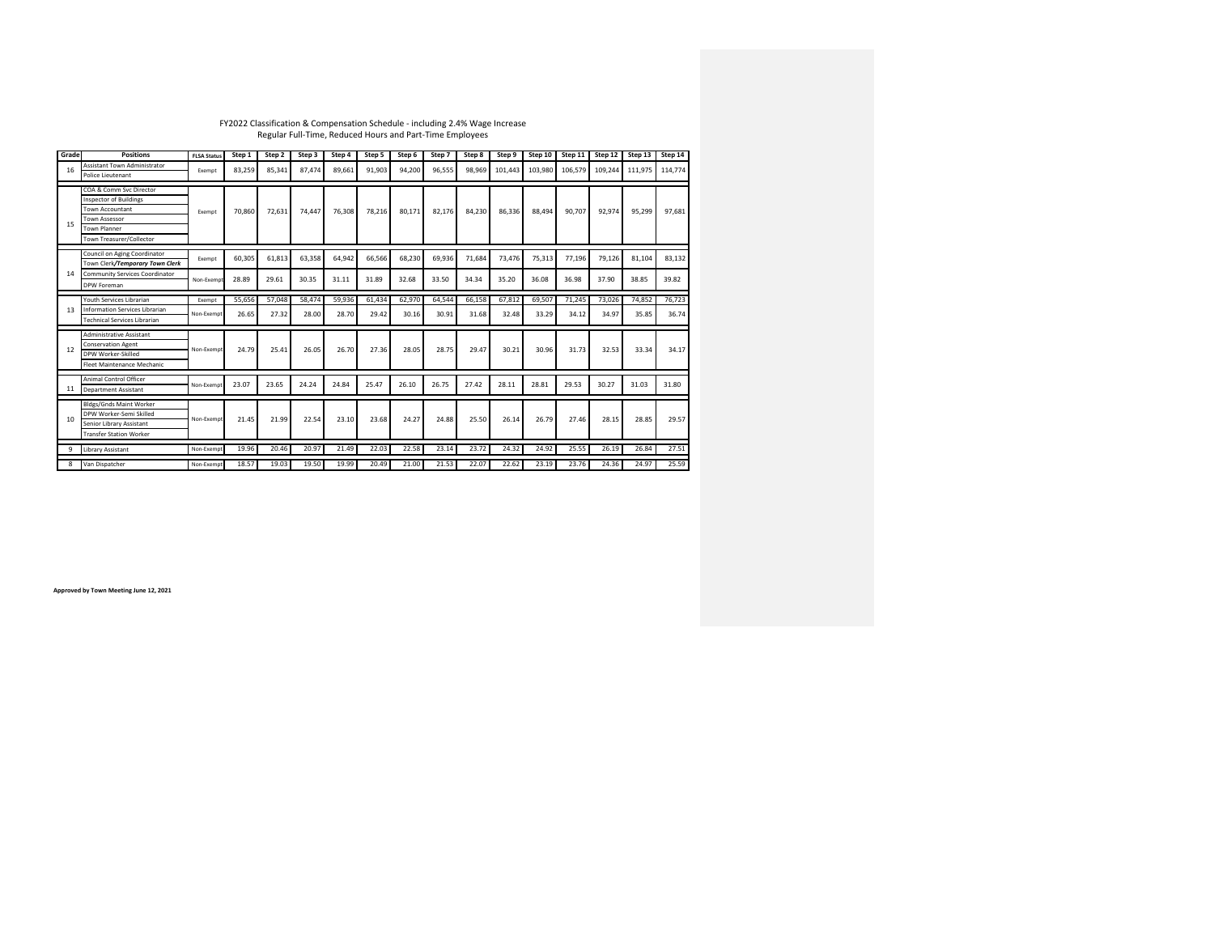FY2022 Classification & Compensation Schedule - including 2.4% Wage Increase
Regular Full-Time, Reduced Hours and Part-Time Employees

| Grade | Positions | FLSA Status | Step 1 | Step 2 | Step 3 | Step 4 | Step 5 | Step 6 | Step 7 | Step 8 | Step 9 | Step 10 | Step 11 | Step 12 | Step 13 | Step 14 |
|---|---|---|---|---|---|---|---|---|---|---|---|---|---|---|---|---|
| 16 | Assistant Town Administrator<br>Police Lieutenant | Exempt | 83,259 | 85,341 | 87,474 | 89,661 | 91,903 | 94,200 | 96,555 | 98,969 | 101,443 | 103,980 | 106,579 | 109,244 | 111,975 | 114,774 |
| 15 | COA & Comm Svc Director<br>Inspector of Buildings<br>Town Accountant<br>Town Assessor<br>Town Planner<br>Town Treasurer/Collector | Exempt | 70,860 | 72,631 | 74,447 | 76,308 | 78,216 | 80,171 | 82,176 | 84,230 | 86,336 | 88,494 | 90,707 | 92,974 | 95,299 | 97,681 |
| 14 | Council on Aging Coordinator<br>Town Clerk/***Temporary Town Clerk*** | Exempt | 60,305 | 61,813 | 63,358 | 64,942 | 66,566 | 68,230 | 69,936 | 71,684 | 73,476 | 75,313 | 77,196 | 79,126 | 81,104 | 83,132 |
| 14 | Community Services Coordinator<br>DPW Foreman | Non-Exempt | 28.89 | 29.61 | 30.35 | 31.11 | 31.89 | 32.68 | 33.50 | 34.34 | 35.20 | 36.08 | 36.98 | 37.90 | 38.85 | 39.82 |
| 13 | Youth Services Librarian | Exempt | 55,656 | 57,048 | 58,474 | 59,936 | 61,434 | 62,970 | 64,544 | 66,158 | 67,812 | 69,507 | 71,245 | 73,026 | 74,852 | 76,723 |
| 13 | Information Services Librarian<br>Technical Services Librarian | Non-Exempt | 26.65 | 27.32 | 28.00 | 28.70 | 29.42 | 30.16 | 30.91 | 31.68 | 32.48 | 33.29 | 34.12 | 34.97 | 35.85 | 36.74 |
| 12 | Administrative Assistant<br>Conservation Agent<br>DPW Worker-Skilled<br>Fleet Maintenance Mechanic | Non-Exempt | 24.79 | 25.41 | 26.05 | 26.70 | 27.36 | 28.05 | 28.75 | 29.47 | 30.21 | 30.96 | 31.73 | 32.53 | 33.34 | 34.17 |
| 11 | Animal Control Officer<br>Department Assistant | Non-Exempt | 23.07 | 23.65 | 24.24 | 24.84 | 25.47 | 26.10 | 26.75 | 27.42 | 28.11 | 28.81 | 29.53 | 30.27 | 31.03 | 31.80 |
| 10 | Bldgs/Gnds Maint Worker<br>DPW Worker-Semi Skilled<br>Senior Library Assistant<br>Transfer Station Worker | Non-Exempt | 21.45 | 21.99 | 22.54 | 23.10 | 23.68 | 24.27 | 24.88 | 25.50 | 26.14 | 26.79 | 27.46 | 28.15 | 28.85 | 29.57 |
| 9 | Library Assistant | Non-Exempt | 19.96 | 20.46 | 20.97 | 21.49 | 22.03 | 22.58 | 23.14 | 23.72 | 24.32 | 24.92 | 25.55 | 26.19 | 26.84 | 27.51 |
| 8 | Van Dispatcher | Non-Exempt | 18.57 | 19.03 | 19.50 | 19.99 | 20.49 | 21.00 | 21.53 | 22.07 | 22.62 | 23.19 | 23.76 | 24.36 | 24.97 | 25.59 |

**Approved by Town Meeting June 12, 2021**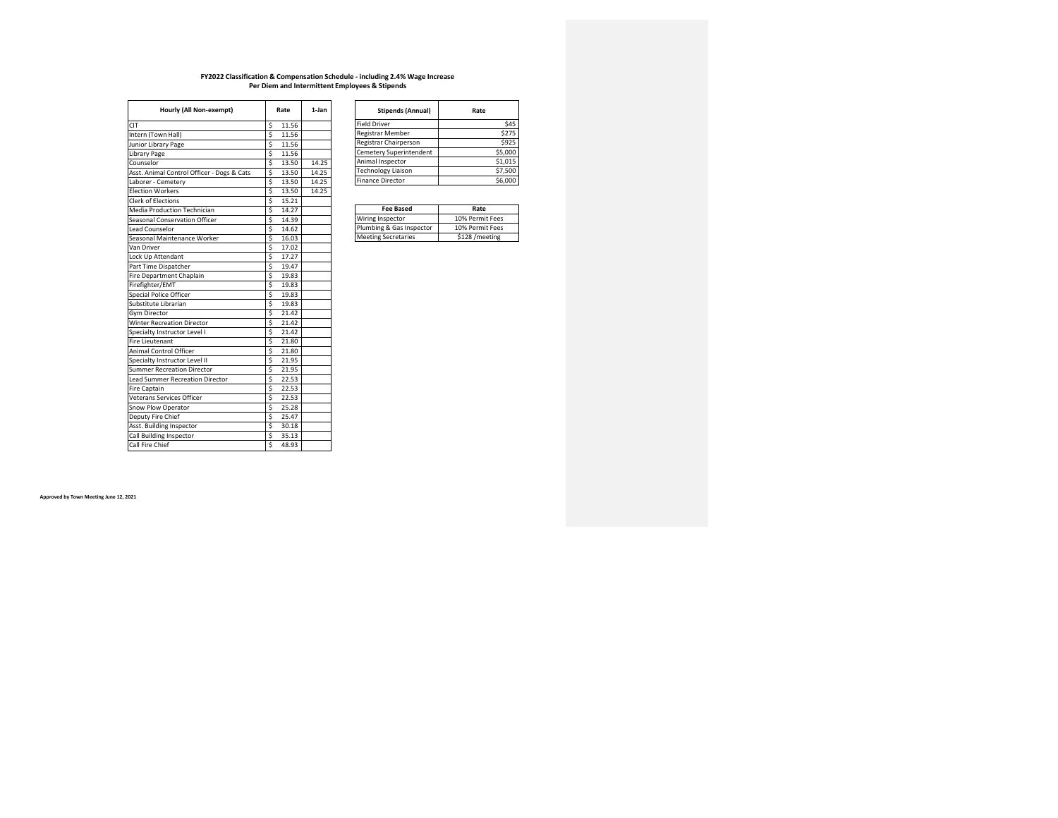**FY2022 Classification & Compensation Schedule - including 2.4% Wage Increase**
**Per Diem and Intermittent Employees & Stipends**

| Hourly (All Non-exempt) | Rate | 1-Jan |
|---|---|---|
| CIT | $ 11.56 | |
| Intern (Town Hall) | $ 11.56 | |
| Junior Library Page | $ 11.56 | |
| Library Page | $ 11.56 | |
| Counselor | $ 13.50 | 14.25 |
| Asst. Animal Control Officer - Dogs & Cats | $ 13.50 | 14.25 |
| Laborer - Cemetery | $ 13.50 | 14.25 |
| Election Workers | $ 13.50 | 14.25 |
| Clerk of Elections | $ 15.21 | |
| Media Production Technician | $ 14.27 | |
| Seasonal Conservation Officer | $ 14.39 | |
| Lead Counselor | $ 14.62 | |
| Seasonal Maintenance Worker | $ 16.03 | |
| Van Driver | $ 17.02 | |
| Lock Up Attendant | $ 17.27 | |
| Part Time Dispatcher | $ 19.47 | |
| Fire Department Chaplain | $ 19.83 | |
| Firefighter/EMT | $ 19.83 | |
| Special Police Officer | $ 19.83 | |
| Substitute Librarian | $ 19.83 | |
| Gym Director | $ 21.42 | |
| Winter Recreation Director | $ 21.42 | |
| Specialty Instructor Level I | $ 21.42 | |
| Fire Lieutenant | $ 21.80 | |
| Animal Control Officer | $ 21.80 | |
| Specialty Instructor Level II | $ 21.95 | |
| Summer Recreation Director | $ 21.95 | |
| Lead Summer Recreation Director | $ 22.53 | |
| Fire Captain | $ 22.53 | |
| Veterans Services Officer | $ 22.53 | |
| Snow Plow Operator | $ 25.28 | |
| Deputy Fire Chief | $ 25.47 | |
| Asst. Building Inspector | $ 30.18 | |
| Call Building Inspector | $ 35.13 | |
| Call Fire Chief | $ 48.93 | |

| Stipends (Annual) | Rate |
|---|---|
| Field Driver | $45 |
| Registrar Member | $275 |
| Registrar Chairperson | $925 |
| Cemetery Superintendent | $5,000 |
| Animal Inspector | $1,015 |
| Technology Liaison | $7,500 |
| Finance Director | $6,000 |

| Fee Based | Rate |
|---|---|
| Wiring Inspector | 10% Permit Fees |
| Plumbing & Gas Inspector | 10% Permit Fees |
| Meeting Secretaries | $128 /meeting |

**Approved by Town Meeting June 12, 2021**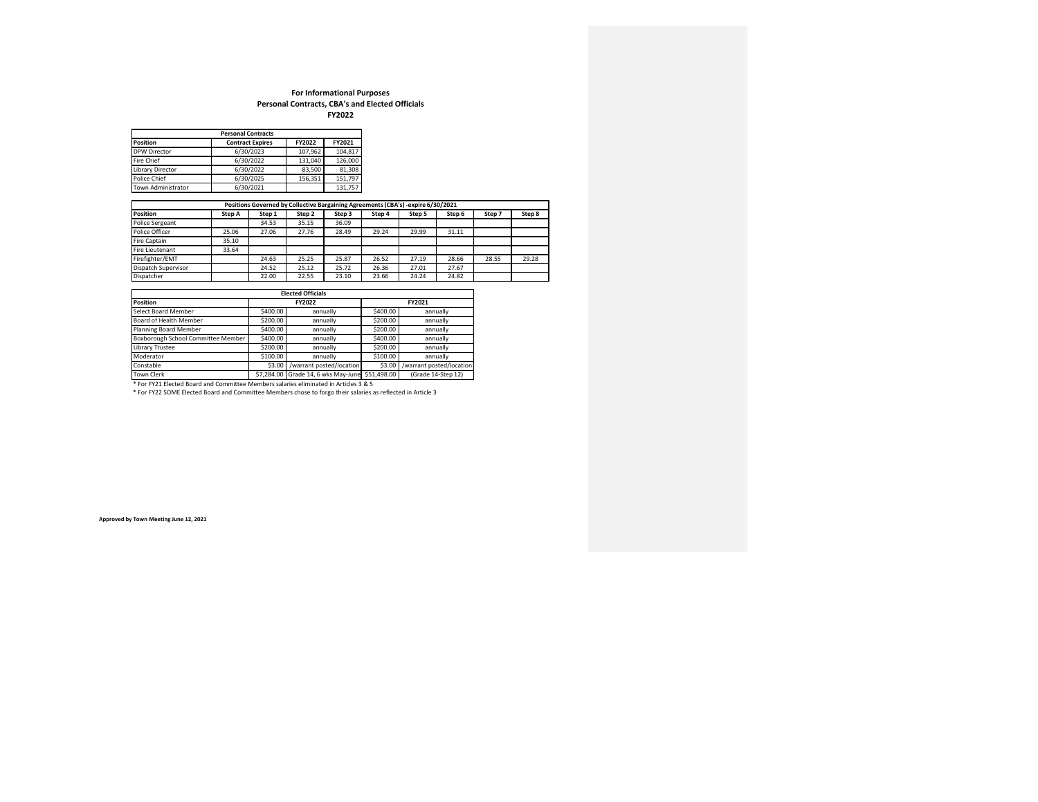**For Informational Purposes**
**Personal Contracts, CBA's and Elected Officials**
**FY2022**

| Personal Contracts | | | |
|---|---|---|---|
| **Position** | **Contract Expires** | **FY2022** | **FY2021** |
| DPW Director | 6/30/2023 | 107,962 | 104,817 |
| Fire Chief | 6/30/2022 | 131,040 | 126,000 |
| Library Director | 6/30/2022 | 83,500 | 81,308 |
| Police Chief | 6/30/2025 | 156,351 | 151,797 |
| Town Administrator | 6/30/2021 | | 131,757 |

| Positions Governed by Collective Bargaining Agreements (CBA's) -expire 6/30/2021 | | | | | | | | | |
|---|---|---|---|---|---|---|---|---|---|
| **Position** | **Step A** | **Step 1** | **Step 2** | **Step 3** | **Step 4** | **Step 5** | **Step 6** | **Step 7** | **Step 8** |
| Police Sergeant | | 34.53 | 35.15 | 36.09 | | | | | |
| Police Officer | 25.06 | 27.06 | 27.76 | 28.49 | 29.24 | 29.99 | 31.11 | | |
| Fire Captain | 35.10 | | | | | | | | |
| Fire Lieutenant | 33.64 | | | | | | | | |
| Firefighter/EMT | | 24.63 | 25.25 | 25.87 | 26.52 | 27.19 | 28.66 | 28.55 | 29.28 |
| Dispatch Supervisor | | 24.52 | 25.12 | 25.72 | 26.36 | 27.01 | 27.67 | | |
| Dispatcher | | 22.00 | 22.55 | 23.10 | 23.66 | 24.24 | 24.82 | | |

| Elected Officials | | | | |
|---|---|---|---|---|
| **Position** | **FY2022** | | **FY2021** | |
| Select Board Member | $400.00 | annually | $400.00 | annually |
| Board of Health Member | $200.00 | annually | $200.00 | annually |
| Planning Board Member | $400.00 | annually | $200.00 | annually |
| Boxborough School Committee Member | $400.00 | annually | $400.00 | annually |
| Library Trustee | $200.00 | annually | $200.00 | annually |
| Moderator | $100.00 | annually | $100.00 | annually |
| Constable | $3.00 | /warrant posted/location | $3.00 | /warrant posted/location |
| Town Clerk | $7,284.00 | Grade 14, 6 wks May-June | $51,498.00 | (Grade 14-Step 12) |

* For FY21 Elected Board and Committee Members salaries eliminated in Articles 3 & 5

* For FY22 SOME Elected Board and Committee Members chose to forgo their salaries as reflected in Article 3

**Approved by Town Meeting June 12, 2021**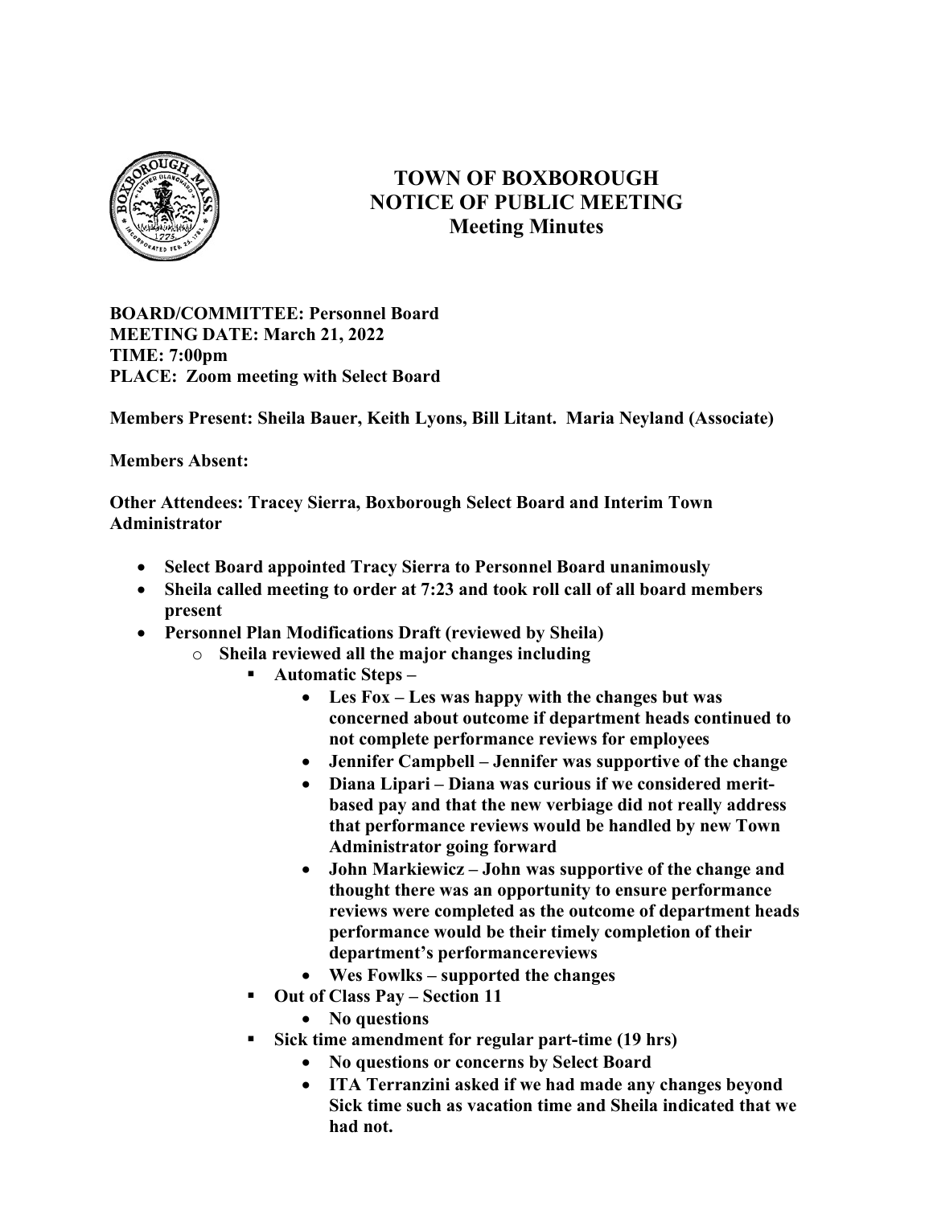# TOWN OF BOXBOROUGH
# NOTICE OF PUBLIC MEETING
# Meeting Minutes

**BOARD/COMMITTEE: Personnel Board**
**MEETING DATE: March 21, 2022**
**TIME: 7:00pm**
**PLACE: Zoom meeting with Select Board**

**Members Present: Sheila Bauer, Keith Lyons, Bill Litant. Maria Neyland (Associate)**

**Members Absent:**

**Other Attendees: Tracey Sierra, Boxborough Select Board and Interim Town Administrator**

- **Select Board appointed Tracy Sierra to Personnel Board unanimously**
- **Sheila called meeting to order at 7:23 and took roll call of all board members present**
- **Personnel Plan Modifications Draft (reviewed by Sheila)**
  - **Sheila reviewed all the major changes including**
    - **Automatic Steps –**
      - **Les Fox – Les was happy with the changes but was concerned about outcome if department heads continued to not complete performance reviews for employees**
      - **Jennifer Campbell – Jennifer was supportive of the change**
      - **Diana Lipari – Diana was curious if we considered merit-based pay and that the new verbiage did not really address that performance reviews would be handled by new Town Administrator going forward**
      - **John Markiewicz – John was supportive of the change and thought there was an opportunity to ensure performance reviews were completed as the outcome of department heads performance would be their timely completion of their department's performancereviews**
      - **Wes Fowlks – supported the changes**
    - **Out of Class Pay – Section 11**
      - **No questions**
    - **Sick time amendment for regular part-time (19 hrs)**
      - **No questions or concerns by Select Board**
      - **ITA Terranzini asked if we had made any changes beyond Sick time such as vacation time and Sheila indicated that we had not.**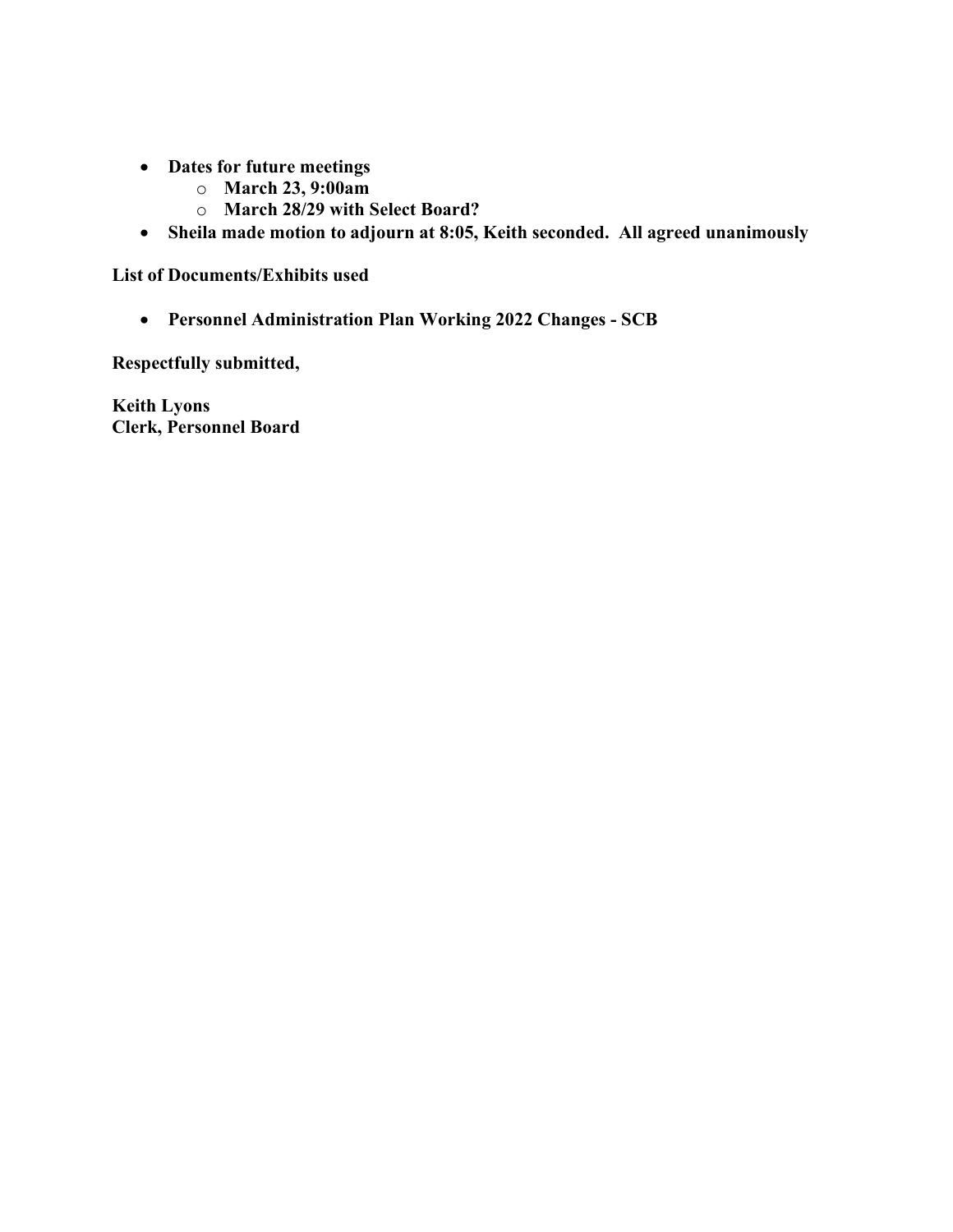- **Dates for future meetings**
  - **March 23, 9:00am**
  - **March 28/29 with Select Board?**
- **Sheila made motion to adjourn at 8:05, Keith seconded. All agreed unanimously**

**List of Documents/Exhibits used**

- **Personnel Administration Plan Working 2022 Changes - SCB**

**Respectfully submitted,**

**Keith Lyons**
**Clerk, Personnel Board**